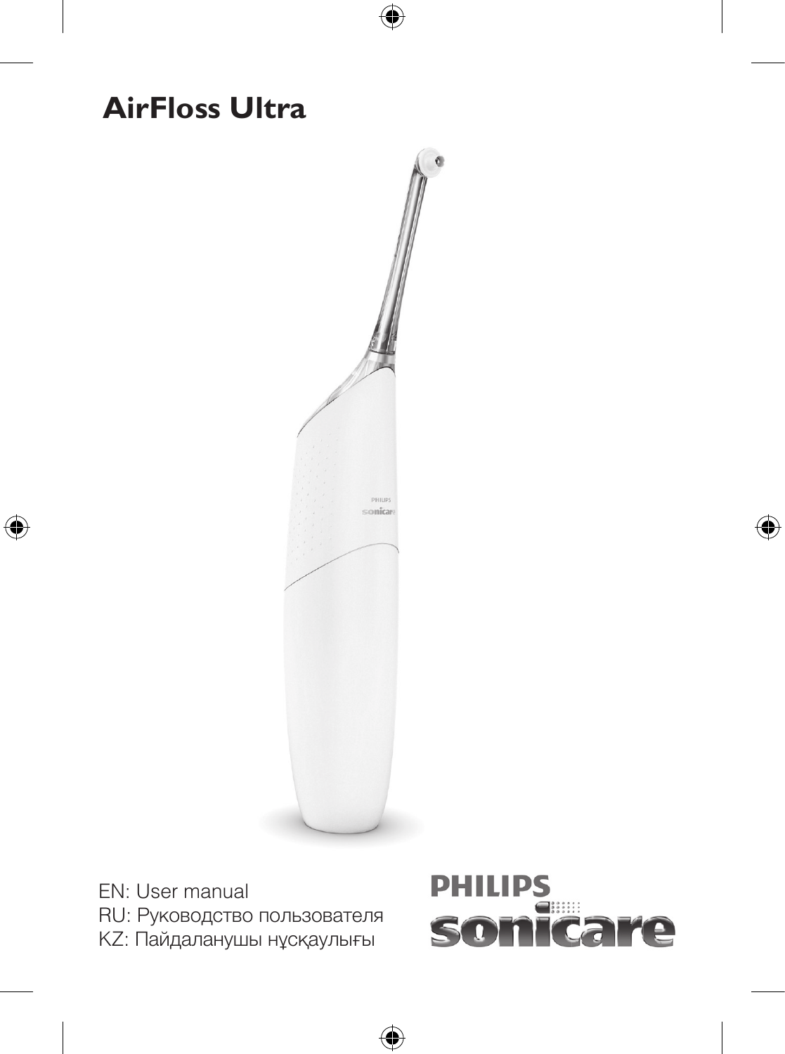# AirFloss Ultra

EN: User manual
RU: Руководство пользователя
KZ: Пайдаланушы нұсқаулығы

PHILIPS
sonicare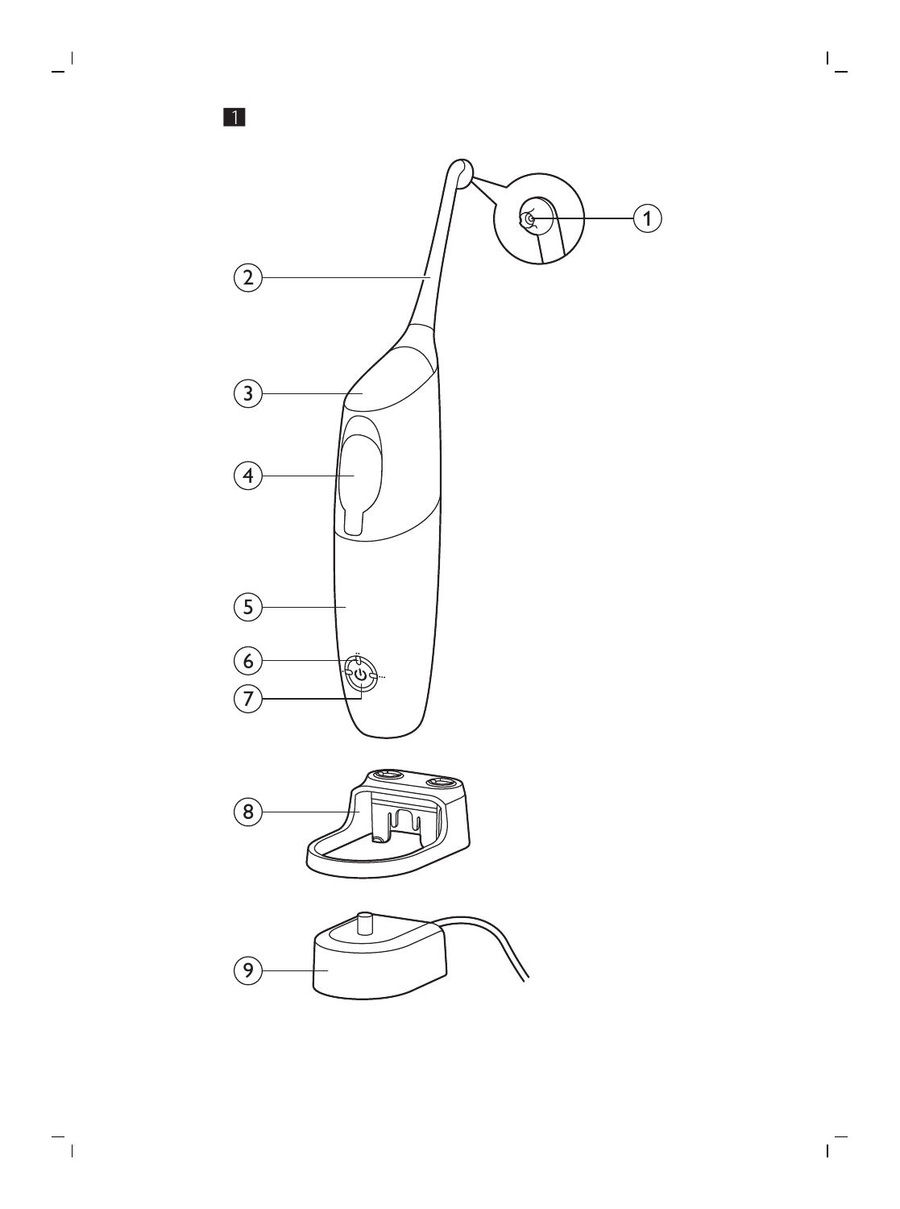1

1

2

3

4

5

6

7

8

9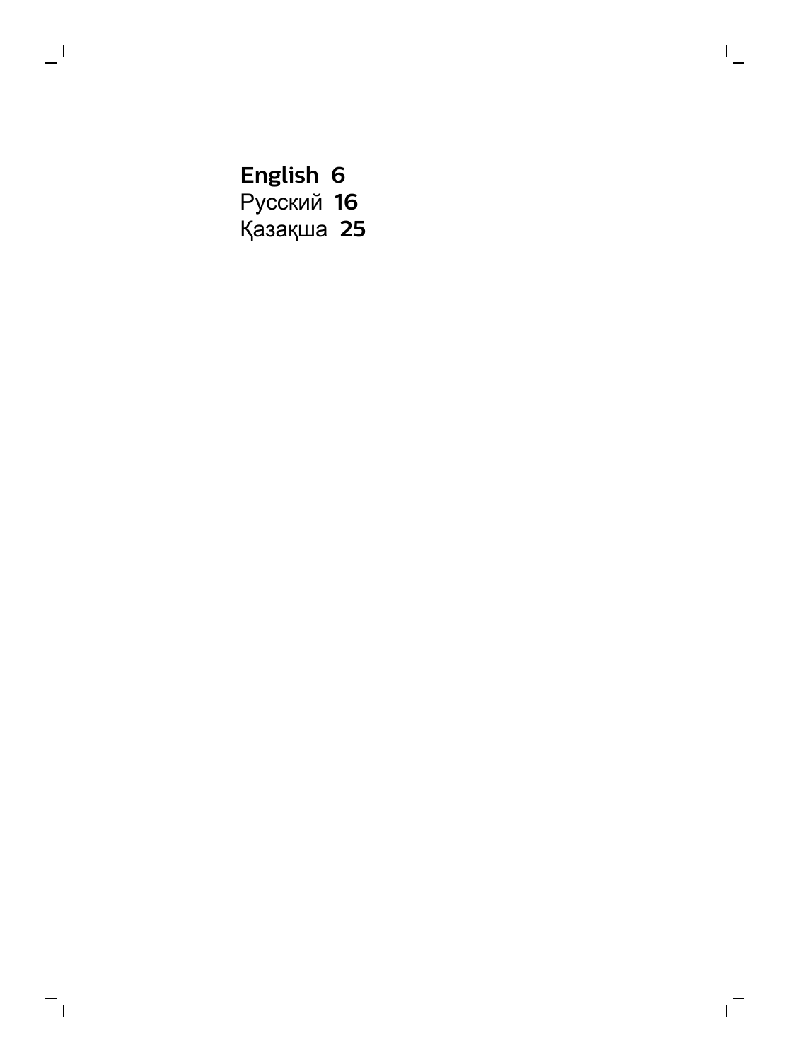**English 6**
Русский **16**
Қазақша **25**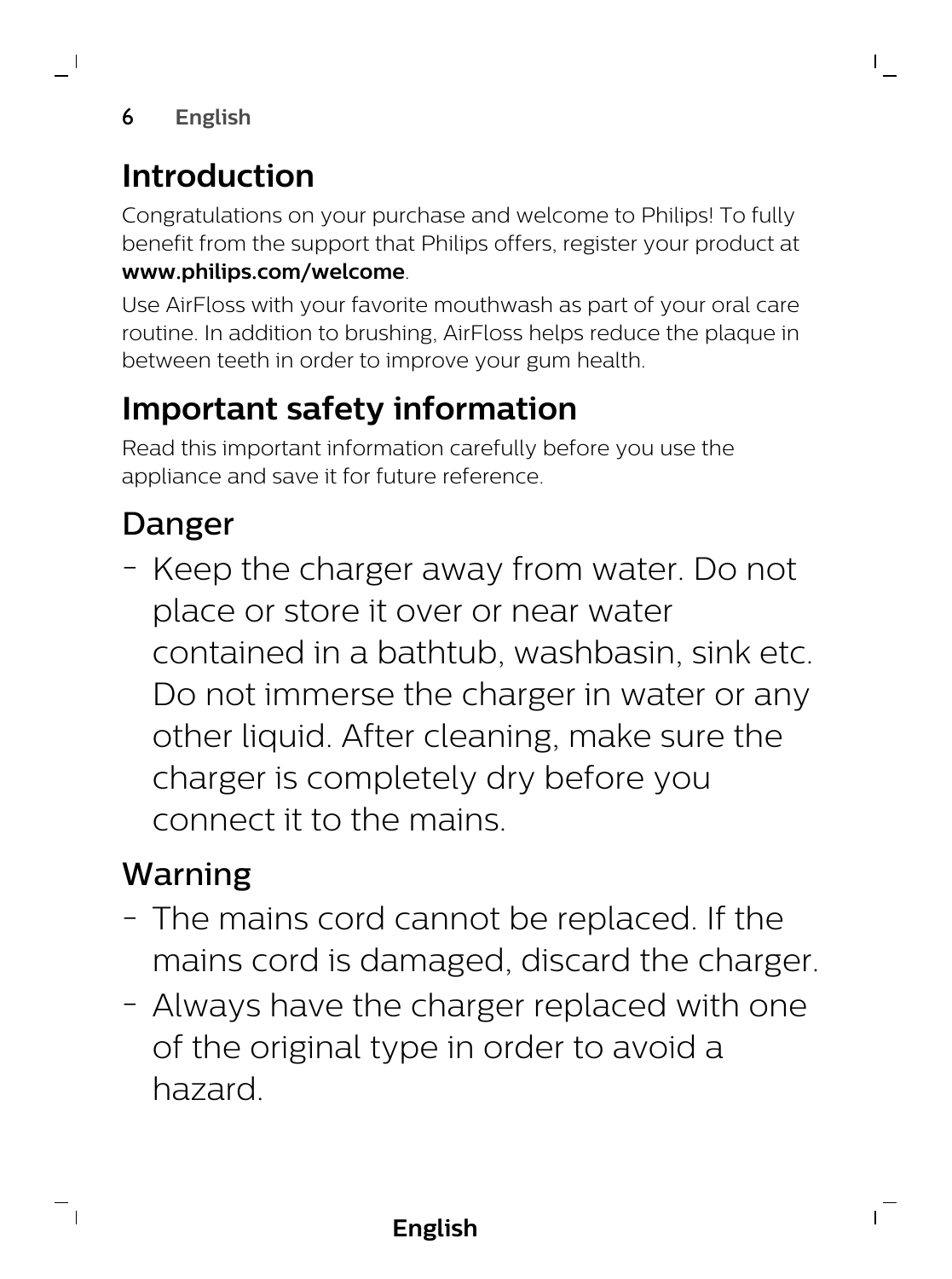# Introduction

Congratulations on your purchase and welcome to Philips! To fully benefit from the support that Philips offers, register your product at **www.philips.com/welcome**.

Use AirFloss with your favorite mouthwash as part of your oral care routine. In addition to brushing, AirFloss helps reduce the plaque in between teeth in order to improve your gum health.

# Important safety information

Read this important information carefully before you use the appliance and save it for future reference.

## Danger

- Keep the charger away from water. Do not place or store it over or near water contained in a bathtub, washbasin, sink etc. Do not immerse the charger in water or any other liquid. After cleaning, make sure the charger is completely dry before you connect it to the mains.

## Warning

- The mains cord cannot be replaced. If the mains cord is damaged, discard the charger.
- Always have the charger replaced with one of the original type in order to avoid a hazard.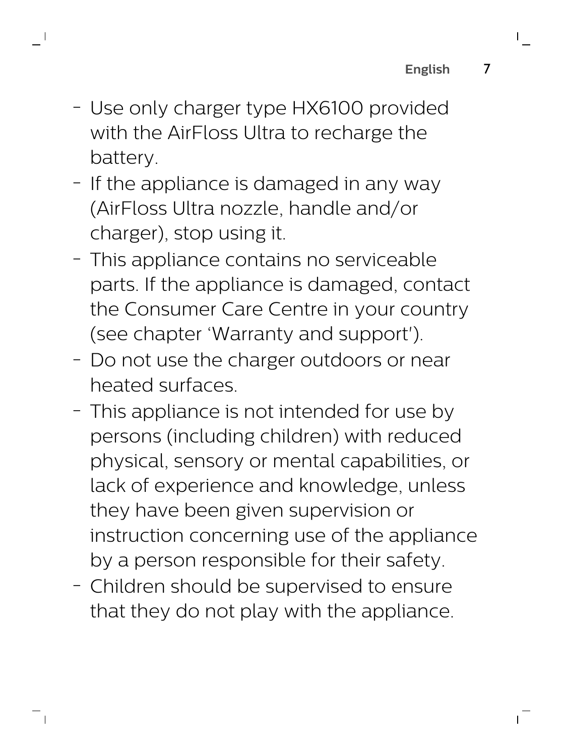- Use only charger type HX6100 provided with the AirFloss Ultra to recharge the battery.
- If the appliance is damaged in any way (AirFloss Ultra nozzle, handle and/or charger), stop using it.
- This appliance contains no serviceable parts. If the appliance is damaged, contact the Consumer Care Centre in your country (see chapter 'Warranty and support').
- Do not use the charger outdoors or near heated surfaces.
- This appliance is not intended for use by persons (including children) with reduced physical, sensory or mental capabilities, or lack of experience and knowledge, unless they have been given supervision or instruction concerning use of the appliance by a person responsible for their safety.
- Children should be supervised to ensure that they do not play with the appliance.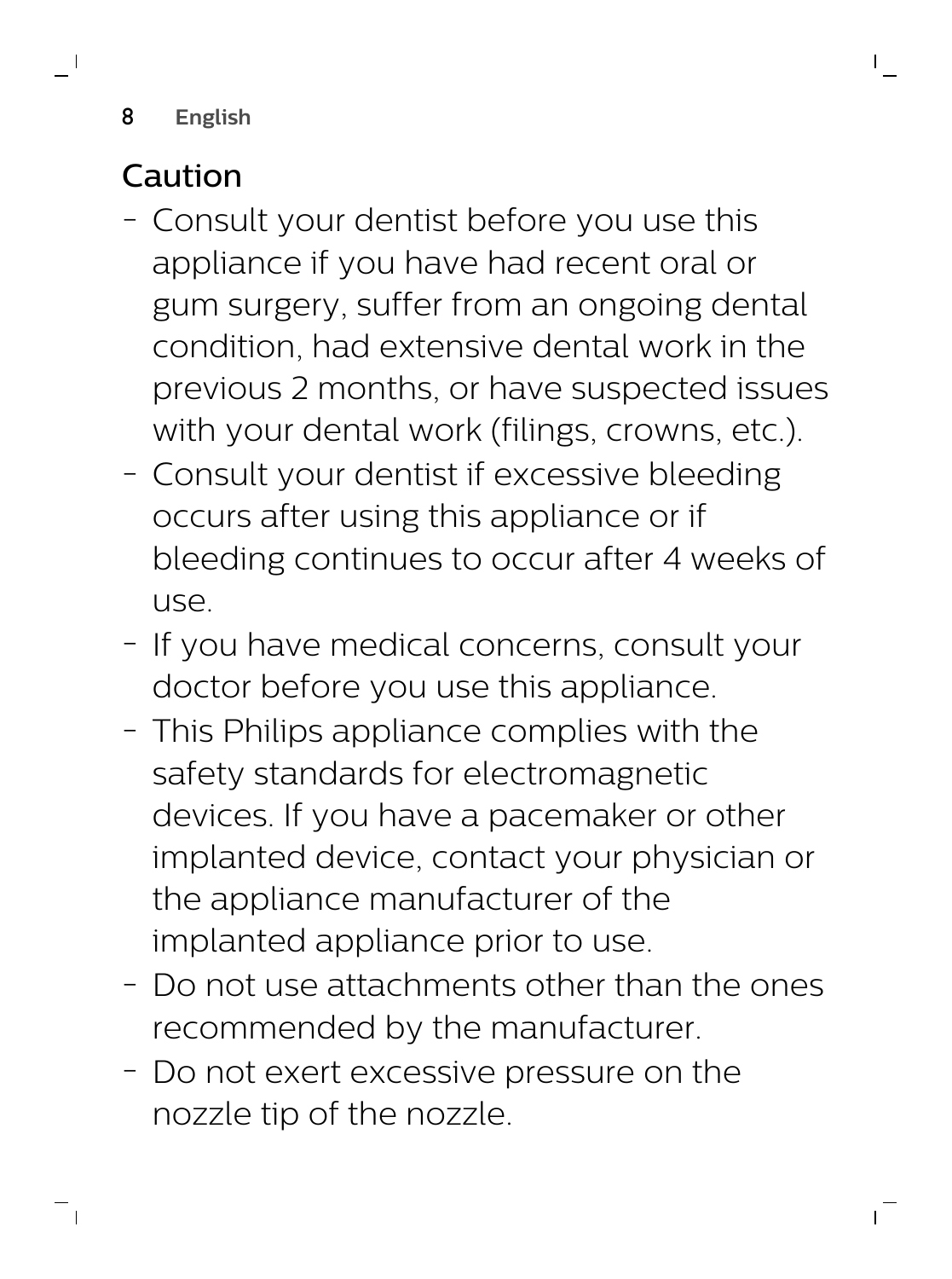## Caution

- Consult your dentist before you use this appliance if you have had recent oral or gum surgery, suffer from an ongoing dental condition, had extensive dental work in the previous 2 months, or have suspected issues with your dental work (filings, crowns, etc.).
- Consult your dentist if excessive bleeding occurs after using this appliance or if bleeding continues to occur after 4 weeks of use.
- If you have medical concerns, consult your doctor before you use this appliance.
- This Philips appliance complies with the safety standards for electromagnetic devices. If you have a pacemaker or other implanted device, contact your physician or the appliance manufacturer of the implanted appliance prior to use.
- Do not use attachments other than the ones recommended by the manufacturer.
- Do not exert excessive pressure on the nozzle tip of the nozzle.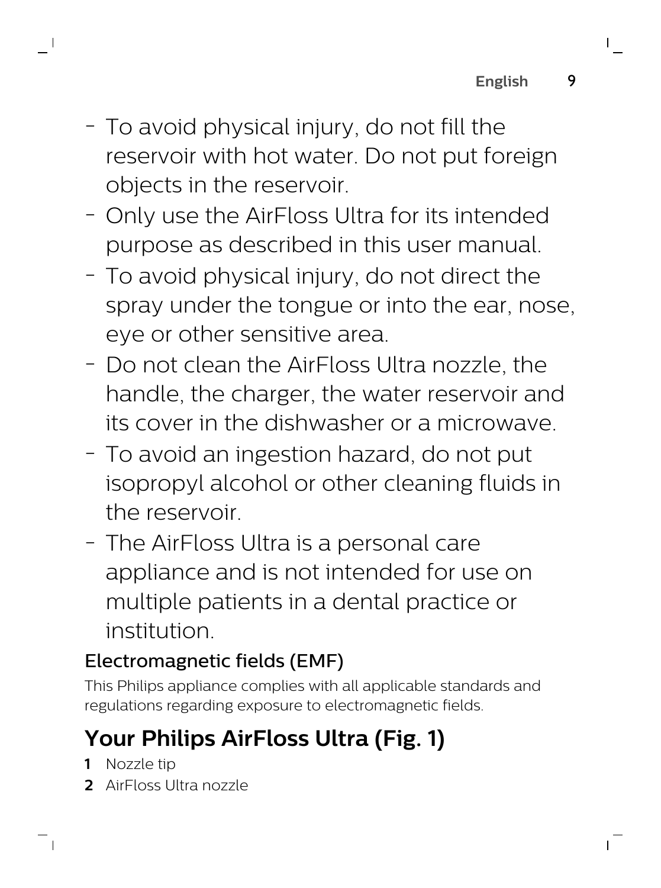- To avoid physical injury, do not fill the reservoir with hot water. Do not put foreign objects in the reservoir.
- Only use the AirFloss Ultra for its intended purpose as described in this user manual.
- To avoid physical injury, do not direct the spray under the tongue or into the ear, nose, eye or other sensitive area.
- Do not clean the AirFloss Ultra nozzle, the handle, the charger, the water reservoir and its cover in the dishwasher or a microwave.
- To avoid an ingestion hazard, do not put isopropyl alcohol or other cleaning fluids in the reservoir.
- The AirFloss Ultra is a personal care appliance and is not intended for use on multiple patients in a dental practice or institution.

### Electromagnetic fields (EMF)

This Philips appliance complies with all applicable standards and regulations regarding exposure to electromagnetic fields.

## Your Philips AirFloss Ultra (Fig. 1)

1. Nozzle tip
2. AirFloss Ultra nozzle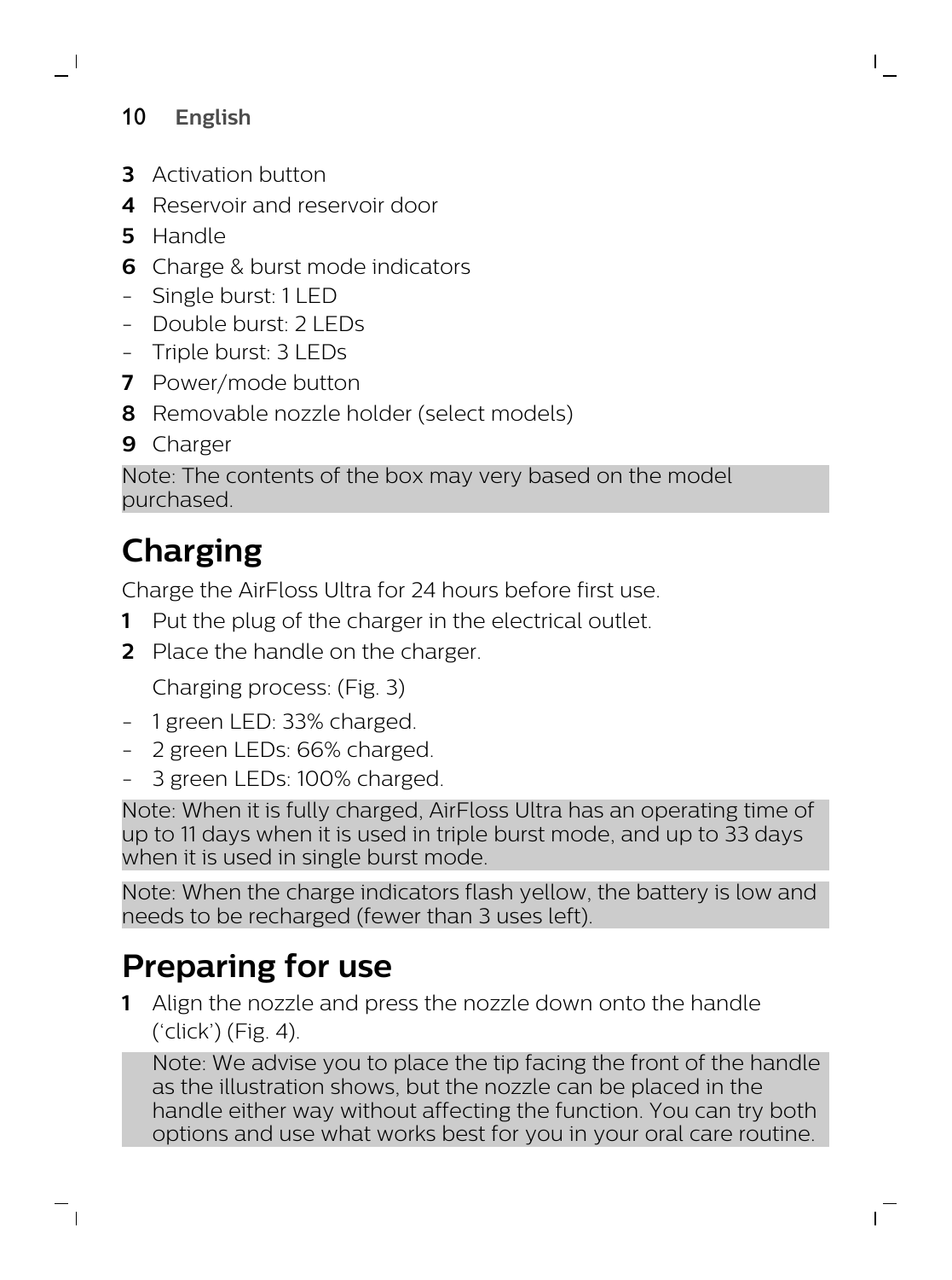3 Activation button
4 Reservoir and reservoir door
5 Handle
6 Charge & burst mode indicators
- Single burst: 1 LED
- Double burst: 2 LEDs
- Triple burst: 3 LEDs
7 Power/mode button
8 Removable nozzle holder (select models)
9 Charger

Note: The contents of the box may very based on the model purchased.

# Charging

Charge the AirFloss Ultra for 24 hours before first use.

1. Put the plug of the charger in the electrical outlet.
2. Place the handle on the charger.

   Charging process: (Fig. 3)

- 1 green LED: 33% charged.
- 2 green LEDs: 66% charged.
- 3 green LEDs: 100% charged.

Note: When it is fully charged, AirFloss Ultra has an operating time of up to 11 days when it is used in triple burst mode, and up to 33 days when it is used in single burst mode.

Note: When the charge indicators flash yellow, the battery is low and needs to be recharged (fewer than 3 uses left).

# Preparing for use

1. Align the nozzle and press the nozzle down onto the handle ('click') (Fig. 4).

   Note: We advise you to place the tip facing the front of the handle as the illustration shows, but the nozzle can be placed in the handle either way without affecting the function. You can try both options and use what works best for you in your oral care routine.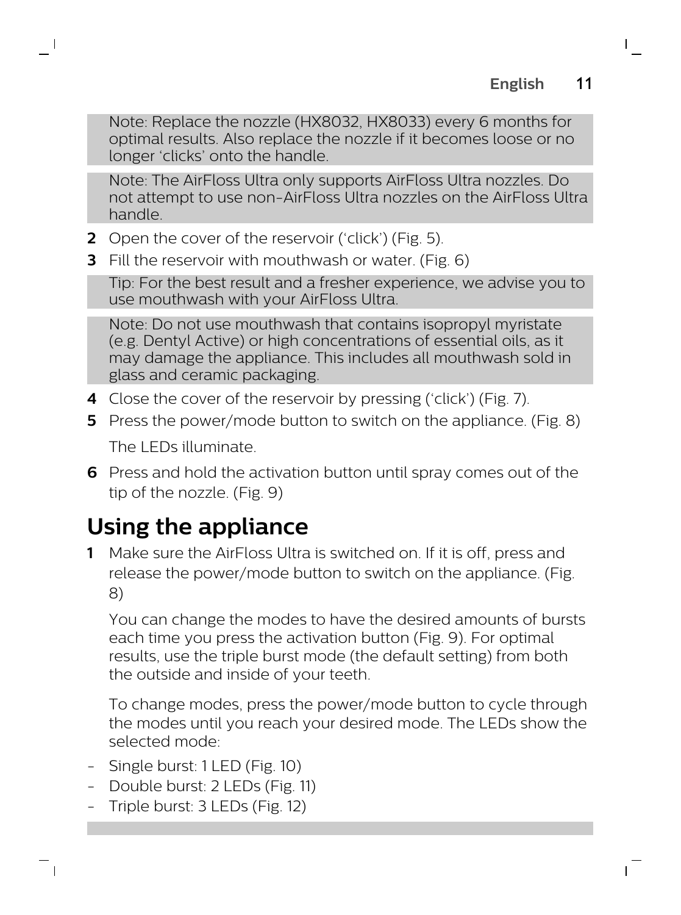Note: Replace the nozzle (HX8032, HX8033) every 6 months for optimal results. Also replace the nozzle if it becomes loose or no longer 'clicks' onto the handle.

Note: The AirFloss Ultra only supports AirFloss Ultra nozzles. Do not attempt to use non-AirFloss Ultra nozzles on the AirFloss Ultra handle.

2. Open the cover of the reservoir ('click') (Fig. 5).
3. Fill the reservoir with mouthwash or water. (Fig. 6)

Tip: For the best result and a fresher experience, we advise you to use mouthwash with your AirFloss Ultra.

Note: Do not use mouthwash that contains isopropyl myristate (e.g. Dentyl Active) or high concentrations of essential oils, as it may damage the appliance. This includes all mouthwash sold in glass and ceramic packaging.

4. Close the cover of the reservoir by pressing ('click') (Fig. 7).
5. Press the power/mode button to switch on the appliance. (Fig. 8)

   The LEDs illuminate.

6. Press and hold the activation button until spray comes out of the tip of the nozzle. (Fig. 9)

# Using the appliance

1. Make sure the AirFloss Ultra is switched on. If it is off, press and release the power/mode button to switch on the appliance. (Fig. 8)

   You can change the modes to have the desired amounts of bursts each time you press the activation button (Fig. 9). For optimal results, use the triple burst mode (the default setting) from both the outside and inside of your teeth.

   To change modes, press the power/mode button to cycle through the modes until you reach your desired mode. The LEDs show the selected mode:

- Single burst: 1 LED (Fig. 10)
- Double burst: 2 LEDs (Fig. 11)
- Triple burst: 3 LEDs (Fig. 12)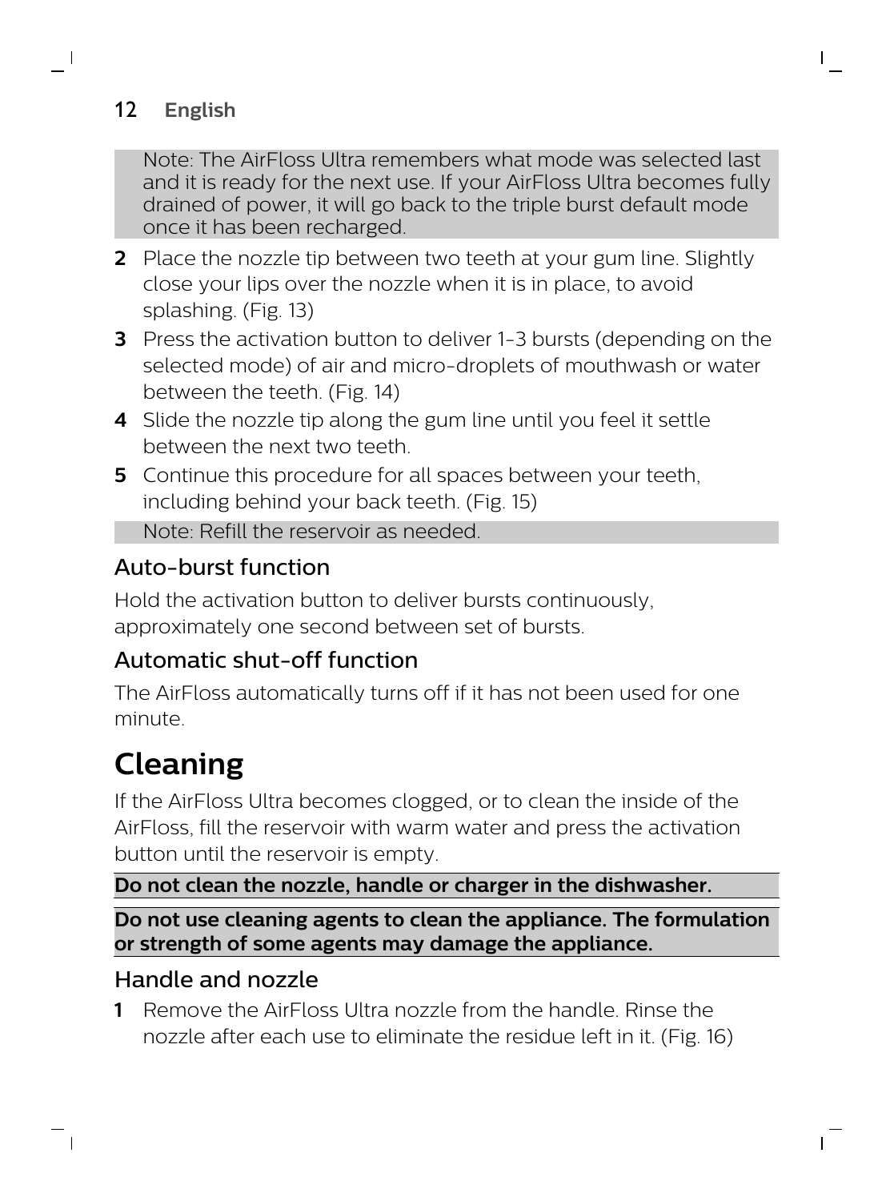Note: The AirFloss Ultra remembers what mode was selected last and it is ready for the next use. If your AirFloss Ultra becomes fully drained of power, it will go back to the triple burst default mode once it has been recharged.

2. Place the nozzle tip between two teeth at your gum line. Slightly close your lips over the nozzle when it is in place, to avoid splashing. (Fig. 13)
3. Press the activation button to deliver 1-3 bursts (depending on the selected mode) of air and micro-droplets of mouthwash or water between the teeth. (Fig. 14)
4. Slide the nozzle tip along the gum line until you feel it settle between the next two teeth.
5. Continue this procedure for all spaces between your teeth, including behind your back teeth. (Fig. 15)

Note: Refill the reservoir as needed.

## Auto-burst function

Hold the activation button to deliver bursts continuously, approximately one second between set of bursts.

## Automatic shut-off function

The AirFloss automatically turns off if it has not been used for one minute.

# Cleaning

If the AirFloss Ultra becomes clogged, or to clean the inside of the AirFloss, fill the reservoir with warm water and press the activation button until the reservoir is empty.

**Do not clean the nozzle, handle or charger in the dishwasher.**

**Do not use cleaning agents to clean the appliance. The formulation or strength of some agents may damage the appliance.**

## Handle and nozzle

1. Remove the AirFloss Ultra nozzle from the handle. Rinse the nozzle after each use to eliminate the residue left in it. (Fig. 16)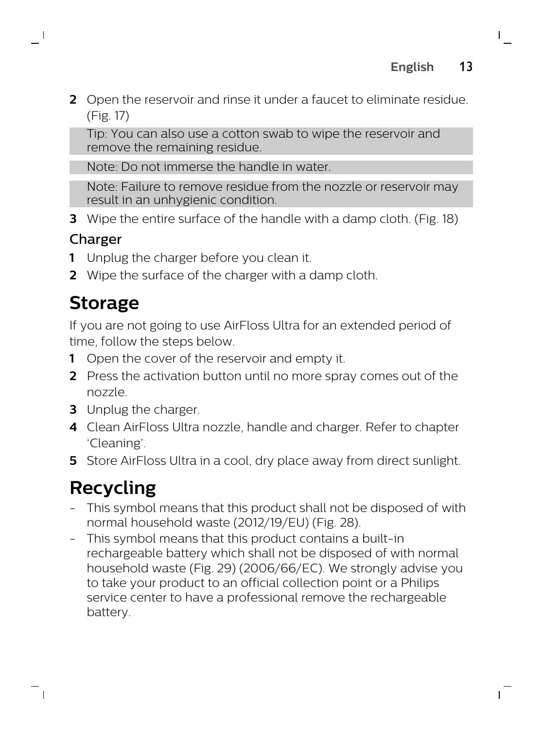2 Open the reservoir and rinse it under a faucet to eliminate residue. (Fig. 17)

Tip: You can also use a cotton swab to wipe the reservoir and remove the remaining residue.

Note: Do not immerse the handle in water.

Note: Failure to remove residue from the nozzle or reservoir may result in an unhygienic condition.

3 Wipe the entire surface of the handle with a damp cloth. (Fig. 18)

### Charger

1 Unplug the charger before you clean it.
2 Wipe the surface of the charger with a damp cloth.

## Storage

If you are not going to use AirFloss Ultra for an extended period of time, follow the steps below.

1 Open the cover of the reservoir and empty it.
2 Press the activation button until no more spray comes out of the nozzle.
3 Unplug the charger.
4 Clean AirFloss Ultra nozzle, handle and charger. Refer to chapter 'Cleaning'.
5 Store AirFloss Ultra in a cool, dry place away from direct sunlight.

## Recycling

- This symbol means that this product shall not be disposed of with normal household waste (2012/19/EU) (Fig. 28).
- This symbol means that this product contains a built-in rechargeable battery which shall not be disposed of with normal household waste (Fig. 29) (2006/66/EC). We strongly advise you to take your product to an official collection point or a Philips service center to have a professional remove the rechargeable battery.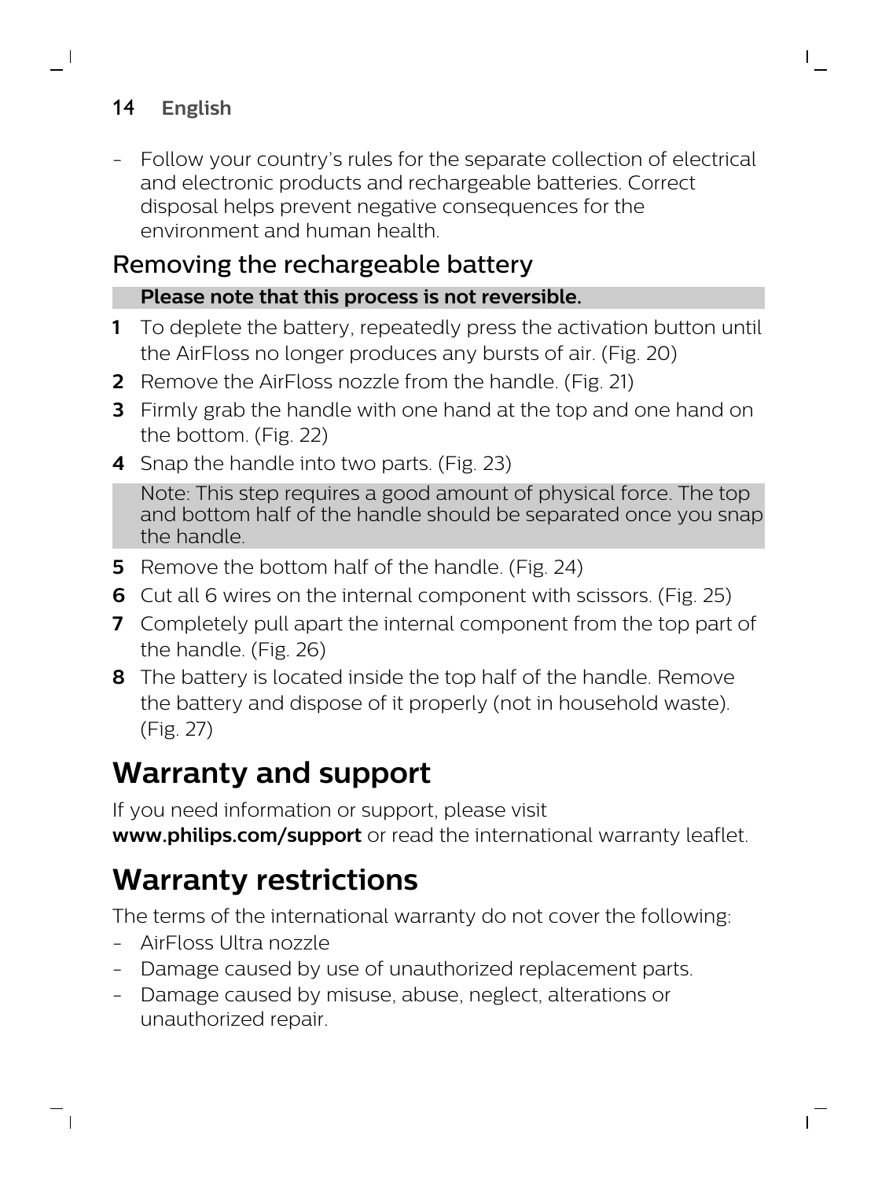- Follow your country's rules for the separate collection of electrical and electronic products and rechargeable batteries. Correct disposal helps prevent negative consequences for the environment and human health.

## Removing the rechargeable battery

**Please note that this process is not reversible.**

1. To deplete the battery, repeatedly press the activation button until the AirFloss no longer produces any bursts of air. (Fig. 20)
2. Remove the AirFloss nozzle from the handle. (Fig. 21)
3. Firmly grab the handle with one hand at the top and one hand on the bottom. (Fig. 22)
4. Snap the handle into two parts. (Fig. 23)

   Note: This step requires a good amount of physical force. The top and bottom half of the handle should be separated once you snap the handle.

5. Remove the bottom half of the handle. (Fig. 24)
6. Cut all 6 wires on the internal component with scissors. (Fig. 25)
7. Completely pull apart the internal component from the top part of the handle. (Fig. 26)
8. The battery is located inside the top half of the handle. Remove the battery and dispose of it properly (not in household waste). (Fig. 27)

# Warranty and support

If you need information or support, please visit **www.philips.com/support** or read the international warranty leaflet.

# Warranty restrictions

The terms of the international warranty do not cover the following:

- AirFloss Ultra nozzle
- Damage caused by use of unauthorized replacement parts.
- Damage caused by misuse, abuse, neglect, alterations or unauthorized repair.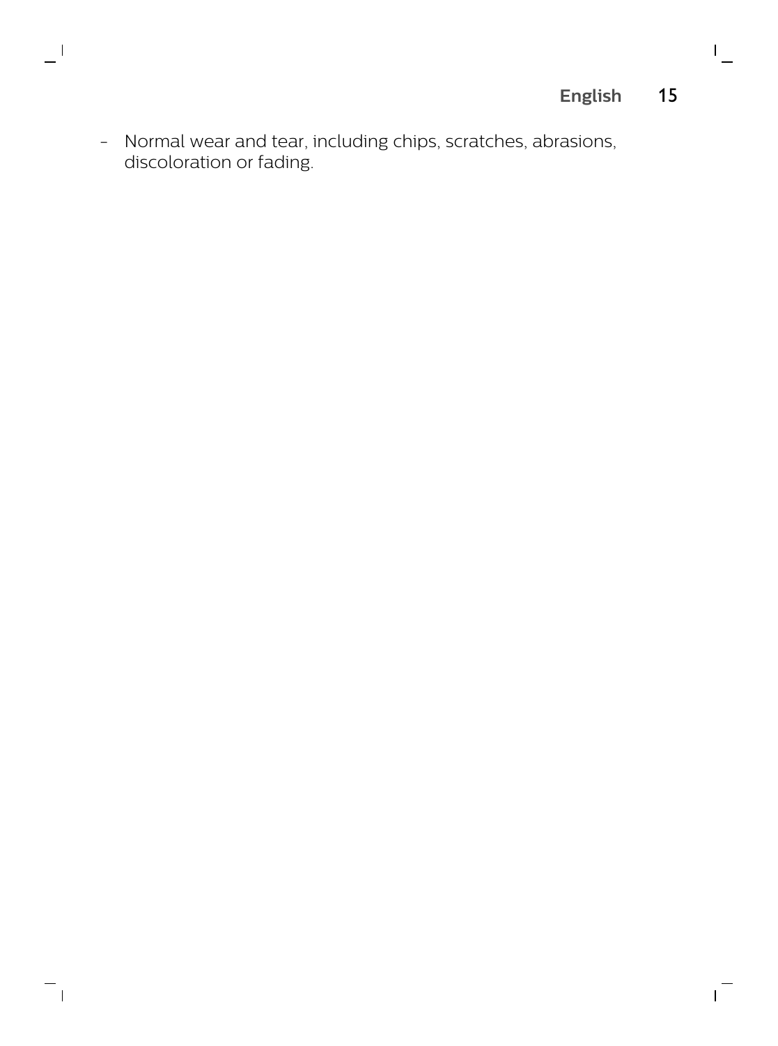- Normal wear and tear, including chips, scratches, abrasions, discoloration or fading.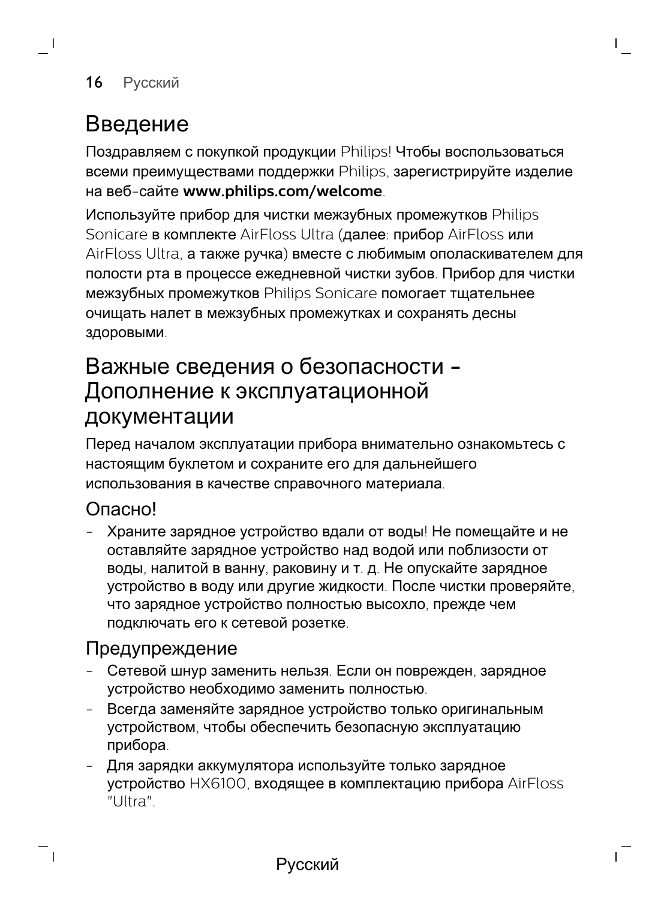# Введение

Поздравляем с покупкой продукции Philips! Чтобы воспользоваться всеми преимуществами поддержки Philips, зарегистрируйте изделие на веб-сайте **www.philips.com/welcome**.

Используйте прибор для чистки межзубных промежутков Philips Sonicare в комплекте AirFloss Ultra (далее: прибор AirFloss или AirFloss Ultra, а также ручка) вместе с любимым ополаскивателем для полости рта в процессе ежедневной чистки зубов. Прибор для чистки межзубных промежутков Philips Sonicare помогает тщательнее очищать налет в межзубных промежутках и сохранять десны здоровыми.

# Важные сведения о безопасности - Дополнение к эксплуатационной документации

Перед началом эксплуатации прибора внимательно ознакомьтесь с настоящим буклетом и сохраните его для дальнейшего использования в качестве справочного материала.

## Опасно!

- Храните зарядное устройство вдали от воды! Не помещайте и не оставляйте зарядное устройство над водой или поблизости от воды, налитой в ванну, раковину и т. д. Не опускайте зарядное устройство в воду или другие жидкости. После чистки проверяйте, что зарядное устройство полностью высохло, прежде чем подключать его к сетевой розетке.

## Предупреждение

- Сетевой шнур заменить нельзя. Если он поврежден, зарядное устройство необходимо заменить полностью.
- Всегда заменяйте зарядное устройство только оригинальным устройством, чтобы обеспечить безопасную эксплуатацию прибора.
- Для зарядки аккумулятора используйте только зарядное устройство HX6100, входящее в комплектацию прибора AirFloss "Ultra".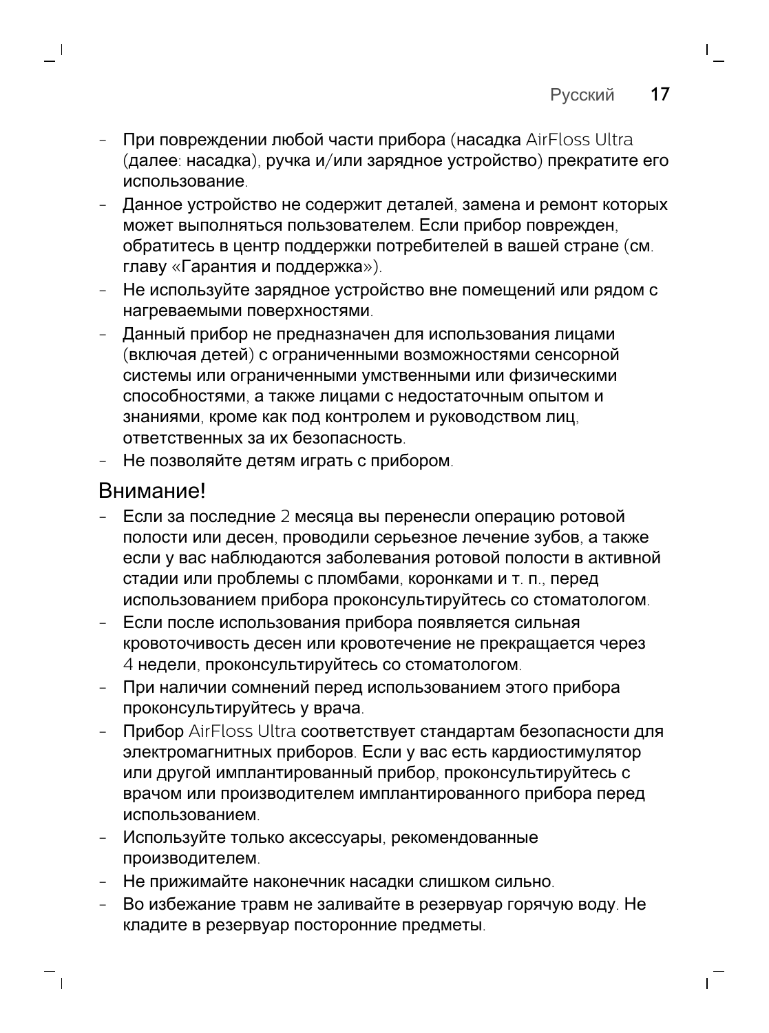- При повреждении любой части прибора (насадка AirFloss Ultra (далее: насадка), ручка и/или зарядное устройство) прекратите его использование.
- Данное устройство не содержит деталей, замена и ремонт которых может выполняться пользователем. Если прибор поврежден, обратитесь в центр поддержки потребителей в вашей стране (см. главу «Гарантия и поддержка»).
- Не используйте зарядное устройство вне помещений или рядом с нагреваемыми поверхностями.
- Данный прибор не предназначен для использования лицами (включая детей) с ограниченными возможностями сенсорной системы или ограниченными умственными или физическими способностями, а также лицами с недостаточным опытом и знаниями, кроме как под контролем и руководством лиц, ответственных за их безопасность.
- Не позволяйте детям играть с прибором.

## Внимание!

- Если за последние 2 месяца вы перенесли операцию ротовой полости или десен, проводили серьезное лечение зубов, а также если у вас наблюдаются заболевания ротовой полости в активной стадии или проблемы с пломбами, коронками и т. п., перед использованием прибора проконсультируйтесь со стоматологом.
- Если после использования прибора появляется сильная кровоточивость десен или кровотечение не прекращается через 4 недели, проконсультируйтесь со стоматологом.
- При наличии сомнений перед использованием этого прибора проконсультируйтесь у врача.
- Прибор AirFloss Ultra соответствует стандартам безопасности для электромагнитных приборов. Если у вас есть кардиостимулятор или другой имплантированный прибор, проконсультируйтесь с врачом или производителем имплантированного прибора перед использованием.
- Используйте только аксессуары, рекомендованные производителем.
- Не прижимайте наконечник насадки слишком сильно.
- Во избежание травм не заливайте в резервуар горячую воду. Не кладите в резервуар посторонние предметы.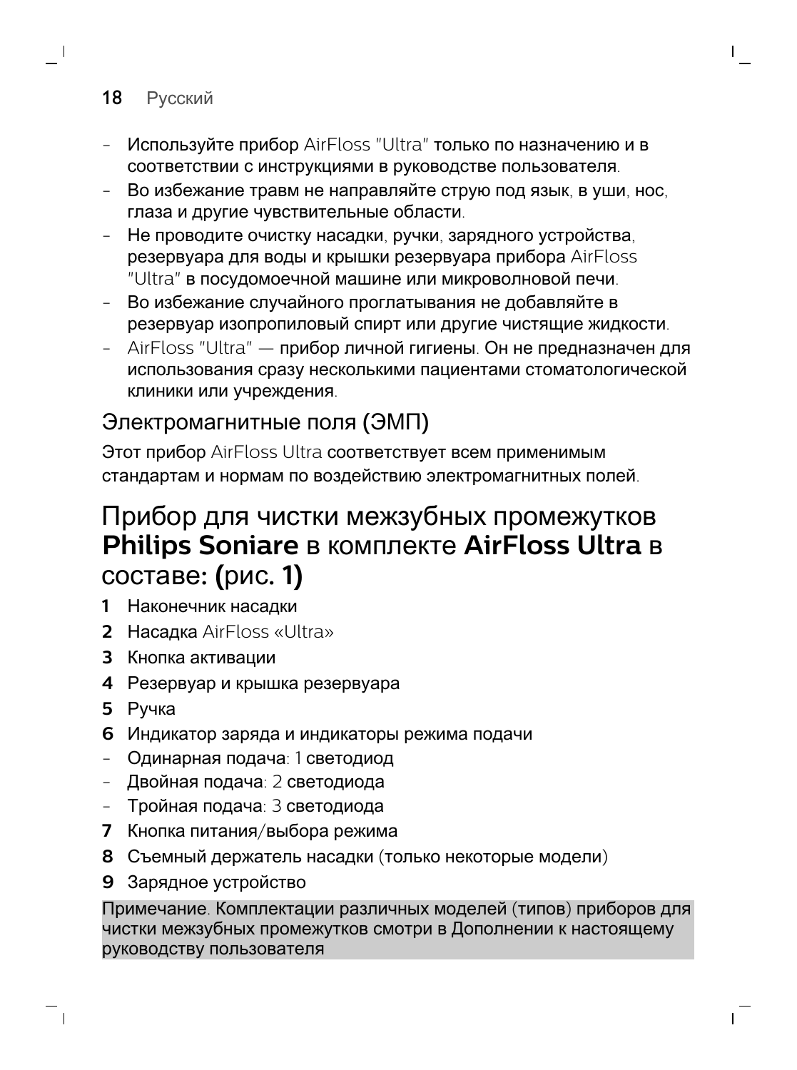- Используйте прибор AirFloss "Ultra" только по назначению и в соответствии с инструкциями в руководстве пользователя.
- Во избежание травм не направляйте струю под язык, в уши, нос, глаза и другие чувствительные области.
- Не проводите очистку насадки, ручки, зарядного устройства, резервуара для воды и крышки резервуара прибора AirFloss "Ultra" в посудомоечной машине или микроволновой печи.
- Во избежание случайного проглатывания не добавляйте в резервуар изопропиловый спирт или другие чистящие жидкости.
- AirFloss "Ultra" — прибор личной гигиены. Он не предназначен для использования сразу несколькими пациентами стоматологической клиники или учреждения.

## Электромагнитные поля (ЭМП)

Этот прибор AirFloss Ultra соответствует всем применимым стандартам и нормам по воздействию электромагнитных полей.

# Прибор для чистки межзубных промежутков **Philips Soniare** в комплекте **AirFloss Ultra** в составе: **(**рис. **1)**

**1** Наконечник насадки

**2** Насадка AirFloss «Ultra»

**3** Кнопка активации

**4** Резервуар и крышка резервуара

**5** Ручка

**6** Индикатор заряда и индикаторы режима подачи

- Одинарная подача: 1 светодиод
- Двойная подача: 2 светодиода
- Тройная подача: 3 светодиода

**7** Кнопка питания/выбора режима

**8** Съемный держатель насадки (только некоторые модели)

**9** Зарядное устройство

Примечание. Комплектации различных моделей (типов) приборов для чистки межзубных промежутков смотри в Дополнении к настоящему руководству пользователя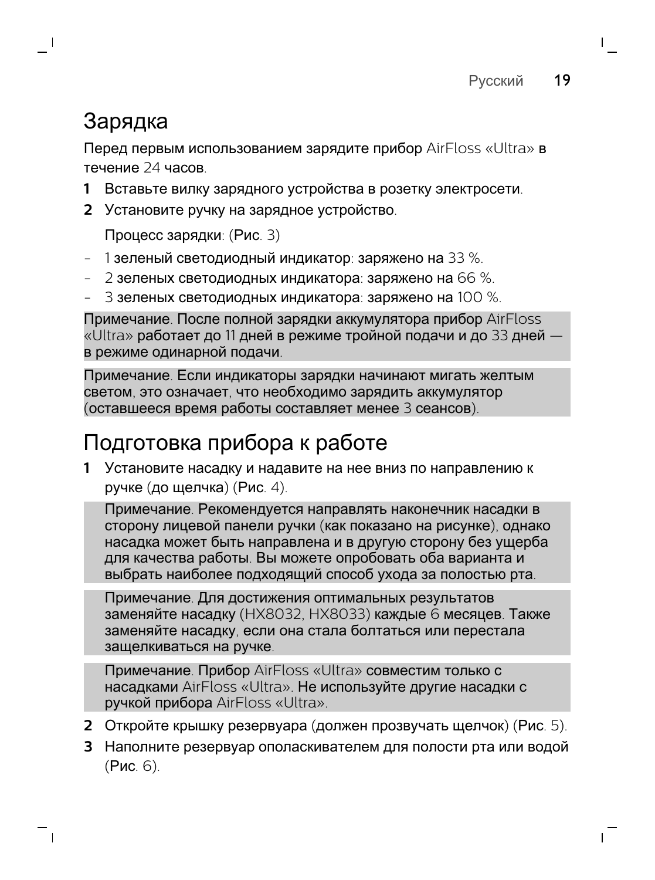# Зарядка

Перед первым использованием зарядите прибор AirFloss «Ultra» в течение 24 часов.

1. Вставьте вилку зарядного устройства в розетку электросети.
2. Установите ручку на зарядное устройство.

   Процесс зарядки: (Рис. 3)

- 1 зеленый светодиодный индикатор: заряжено на 33 %.
- 2 зеленых светодиодных индикатора: заряжено на 66 %.
- 3 зеленых светодиодных индикатора: заряжено на 100 %.

Примечание. После полной зарядки аккумулятора прибор AirFloss «Ultra» работает до 11 дней в режиме тройной подачи и до 33 дней — в режиме одинарной подачи.

Примечание. Если индикаторы зарядки начинают мигать желтым светом, это означает, что необходимо зарядить аккумулятор (оставшееся время работы составляет менее 3 сеансов).

# Подготовка прибора к работе

1. Установите насадку и надавите на нее вниз по направлению к ручке (до щелчка) (Рис. 4).

   Примечание. Рекомендуется направлять наконечник насадки в сторону лицевой панели ручки (как показано на рисунке), однако насадка может быть направлена и в другую сторону без ущерба для качества работы. Вы можете опробовать оба варианта и выбрать наиболее подходящий способ ухода за полостью рта.

   Примечание. Для достижения оптимальных результатов заменяйте насадку (HX8032, HX8033) каждые 6 месяцев. Также заменяйте насадку, если она стала болтаться или перестала защелкиваться на ручке.

   Примечание. Прибор AirFloss «Ultra» совместим только с насадками AirFloss «Ultra». Не используйте другие насадки с ручкой прибора AirFloss «Ultra».

2. Откройте крышку резервуара (должен прозвучать щелчок) (Рис. 5).
3. Наполните резервуар ополаскивателем для полости рта или водой (Рис. 6).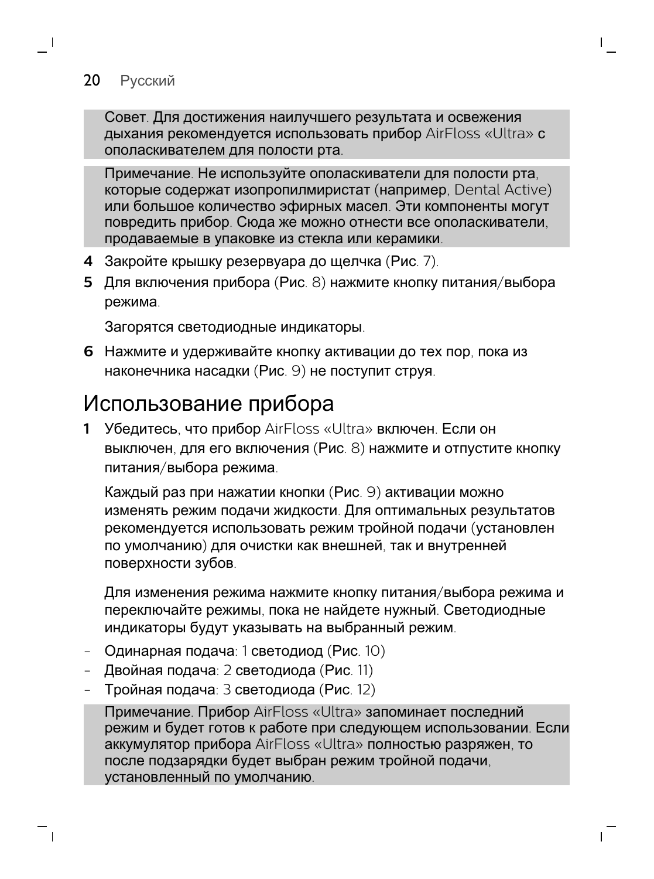Совет. Для достижения наилучшего результата и освежения дыхания рекомендуется использовать прибор AirFloss «Ultra» с ополаскивателем для полости рта.

Примечание. Не используйте ополаскиватели для полости рта, которые содержат изопропилмиристат (например, Dental Active) или большое количество эфирных масел. Эти компоненты могут повредить прибор. Сюда же можно отнести все ополаскиватели, продаваемые в упаковке из стекла или керамики.

4 Закройте крышку резервуара до щелчка (Рис. 7).

5 Для включения прибора (Рис. 8) нажмите кнопку питания/выбора режима.

Загорятся светодиодные индикаторы.

6 Нажмите и удерживайте кнопку активации до тех пор, пока из наконечника насадки (Рис. 9) не поступит струя.

# Использование прибора

1 Убедитесь, что прибор AirFloss «Ultra» включен. Если он выключен, для его включения (Рис. 8) нажмите и отпустите кнопку питания/выбора режима.

Каждый раз при нажатии кнопки (Рис. 9) активации можно изменять режим подачи жидкости. Для оптимальных результатов рекомендуется использовать режим тройной подачи (установлен по умолчанию) для очистки как внешней, так и внутренней поверхности зубов.

Для изменения режима нажмите кнопку питания/выбора режима и переключайте режимы, пока не найдете нужный. Светодиодные индикаторы будут указывать на выбранный режим.

- Одинарная подача: 1 светодиод (Рис. 10)
- Двойная подача: 2 светодиода (Рис. 11)
- Тройная подача: 3 светодиода (Рис. 12)

Примечание. Прибор AirFloss «Ultra» запоминает последний режим и будет готов к работе при следующем использовании. Если аккумулятор прибора AirFloss «Ultra» полностью разряжен, то после подзарядки будет выбран режим тройной подачи, установленный по умолчанию.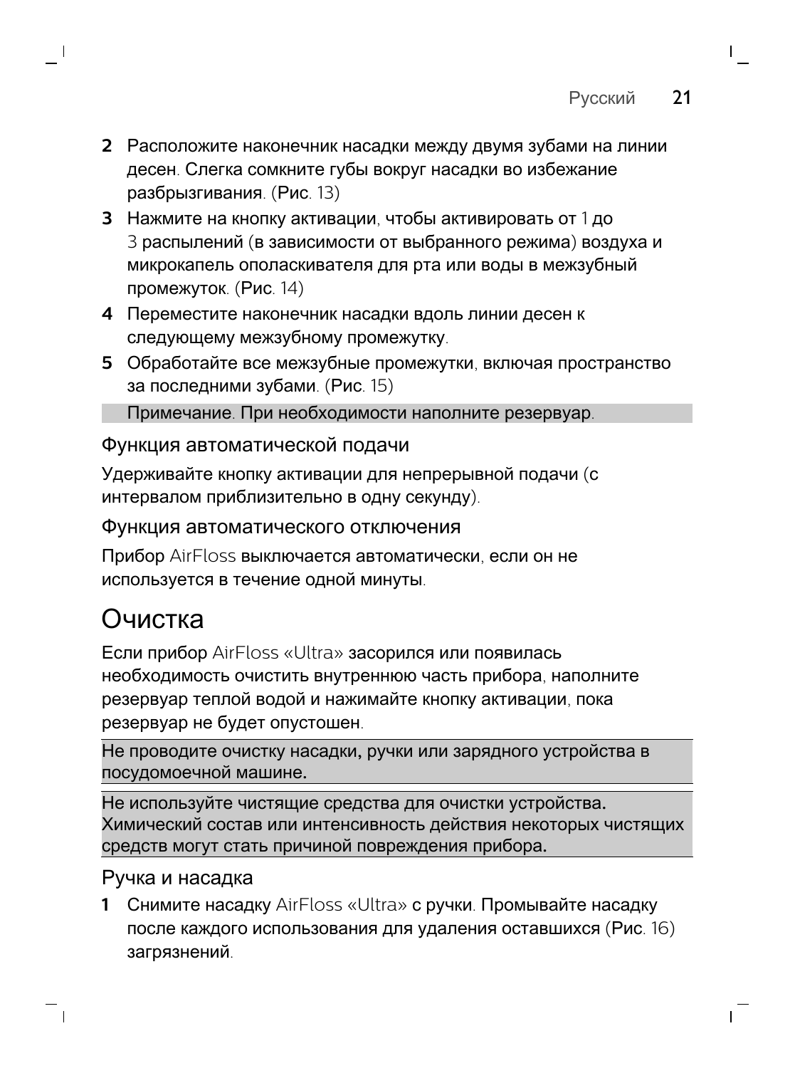2 Расположите наконечник насадки между двумя зубами на линии десен. Слегка сомкните губы вокруг насадки во избежание разбрызгивания. (Рис. 13)

3 Нажмите на кнопку активации, чтобы активировать от 1 до 3 распылений (в зависимости от выбранного режима) воздуха и микрокапель ополаскивателя для рта или воды в межзубный промежуток. (Рис. 14)

4 Переместите наконечник насадки вдоль линии десен к следующему межзубному промежутку.

5 Обработайте все межзубные промежутки, включая пространство за последними зубами. (Рис. 15)

Примечание. При необходимости наполните резервуар.

### Функция автоматической подачи

Удерживайте кнопку активации для непрерывной подачи (с интервалом приблизительно в одну секунду).

### Функция автоматического отключения

Прибор AirFloss выключается автоматически, если он не используется в течение одной минуты.

## Очистка

Если прибор AirFloss «Ultra» засорился или появилась необходимость очистить внутреннюю часть прибора, наполните резервуар теплой водой и нажимайте кнопку активации, пока резервуар не будет опустошен.

Не проводите очистку насадки, ручки или зарядного устройства в посудомоечной машине.

Не используйте чистящие средства для очистки устройства. Химический состав или интенсивность действия некоторых чистящих средств могут стать причиной повреждения прибора.

### Ручка и насадка

1 Снимите насадку AirFloss «Ultra» с ручки. Промывайте насадку после каждого использования для удаления оставшихся (Рис. 16) загрязнений.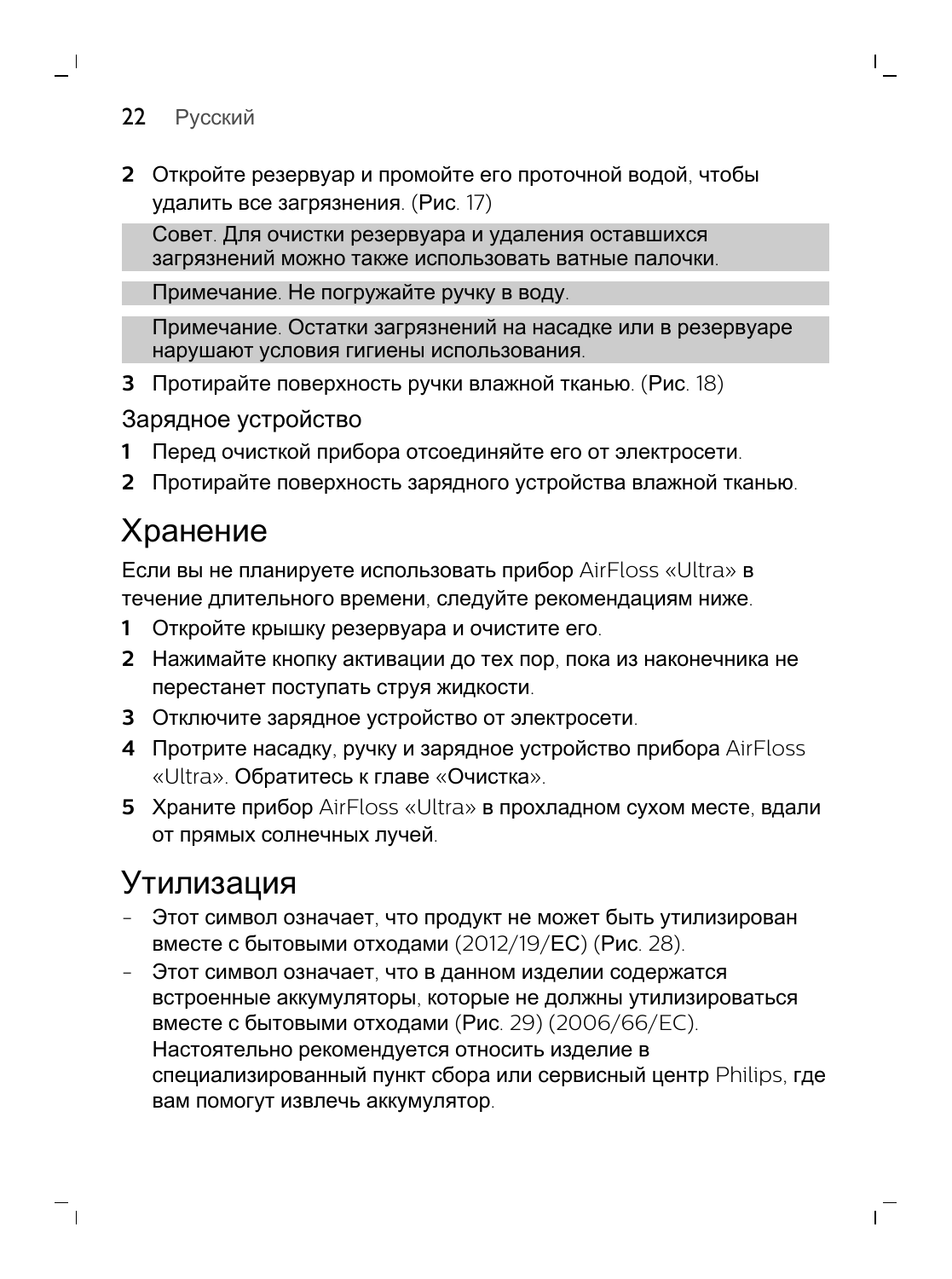2 Откройте резервуар и промойте его проточной водой, чтобы удалить все загрязнения. (Рис. 17)

Совет. Для очистки резервуара и удаления оставшихся загрязнений можно также использовать ватные палочки.

Примечание. Не погружайте ручку в воду.

Примечание. Остатки загрязнений на насадке или в резервуаре нарушают условия гигиены использования.

3 Протирайте поверхность ручки влажной тканью. (Рис. 18)

### Зарядное устройство

1 Перед очисткой прибора отсоединяйте его от электросети.
2 Протирайте поверхность зарядного устройства влажной тканью.

## Хранение

Если вы не планируете использовать прибор AirFloss «Ultra» в течение длительного времени, следуйте рекомендациям ниже.

1 Откройте крышку резервуара и очистите его.
2 Нажимайте кнопку активации до тех пор, пока из наконечника не перестанет поступать струя жидкости.
3 Отключите зарядное устройство от электросети.
4 Протрите насадку, ручку и зарядное устройство прибора AirFloss «Ultra». Обратитесь к главе «Очистка».
5 Храните прибор AirFloss «Ultra» в прохладном сухом месте, вдали от прямых солнечных лучей.

## Утилизация

- Этот символ означает, что продукт не может быть утилизирован вместе с бытовыми отходами (2012/19/ЕС) (Рис. 28).
- Этот символ означает, что в данном изделии содержатся встроенные аккумуляторы, которые не должны утилизироваться вместе с бытовыми отходами (Рис. 29) (2006/66/EC). Настоятельно рекомендуется относить изделие в специализированный пункт сбора или сервисный центр Philips, где вам помогут извлечь аккумулятор.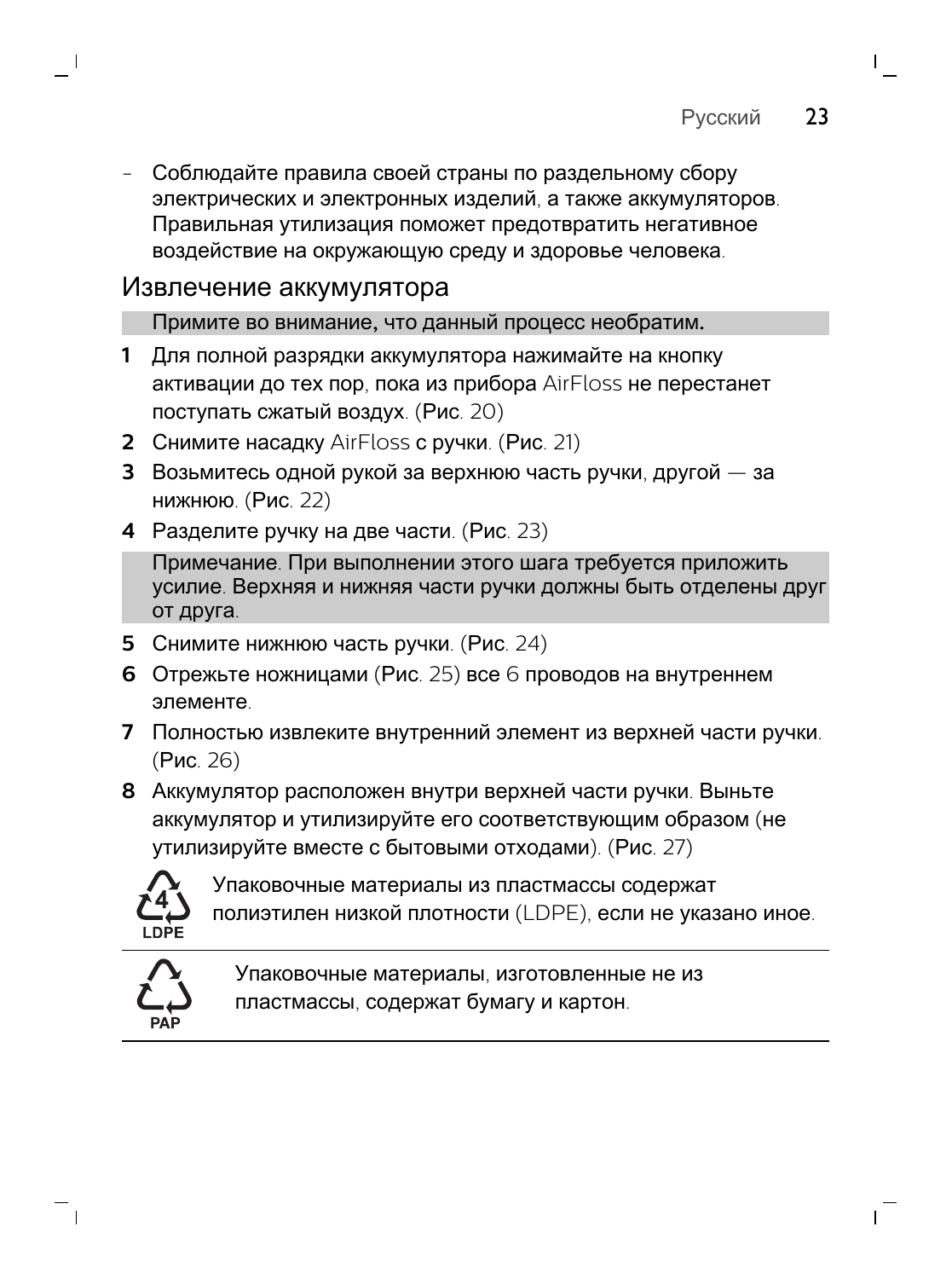- Соблюдайте правила своей страны по раздельному сбору электрических и электронных изделий, а также аккумуляторов. Правильная утилизация поможет предотвратить негативное воздействие на окружающую среду и здоровье человека.

## Извлечение аккумулятора

Примите во внимание, что данный процесс необратим.

1. Для полной разрядки аккумулятора нажимайте на кнопку активации до тех пор, пока из прибора AirFloss не перестанет поступать сжатый воздух. (Рис. 20)
2. Снимите насадку AirFloss с ручки. (Рис. 21)
3. Возьмитесь одной рукой за верхнюю часть ручки, другой — за нижнюю. (Рис. 22)
4. Разделите ручку на две части. (Рис. 23)

Примечание. При выполнении этого шага требуется приложить усилие. Верхняя и нижняя части ручки должны быть отделены друг от друга.

5. Снимите нижнюю часть ручки. (Рис. 24)
6. Отрежьте ножницами (Рис. 25) все 6 проводов на внутреннем элементе.
7. Полностью извлеките внутренний элемент из верхней части ручки. (Рис. 26)
8. Аккумулятор расположен внутри верхней части ручки. Выньте аккумулятор и утилизируйте его соответствующим образом (не утилизируйте вместе с бытовыми отходами). (Рис. 27)

4 LDPE — Упаковочные материалы из пластмассы содержат полиэтилен низкой плотности (LDPE), если не указано иное.

PAP — Упаковочные материалы, изготовленные не из пластмассы, содержат бумагу и картон.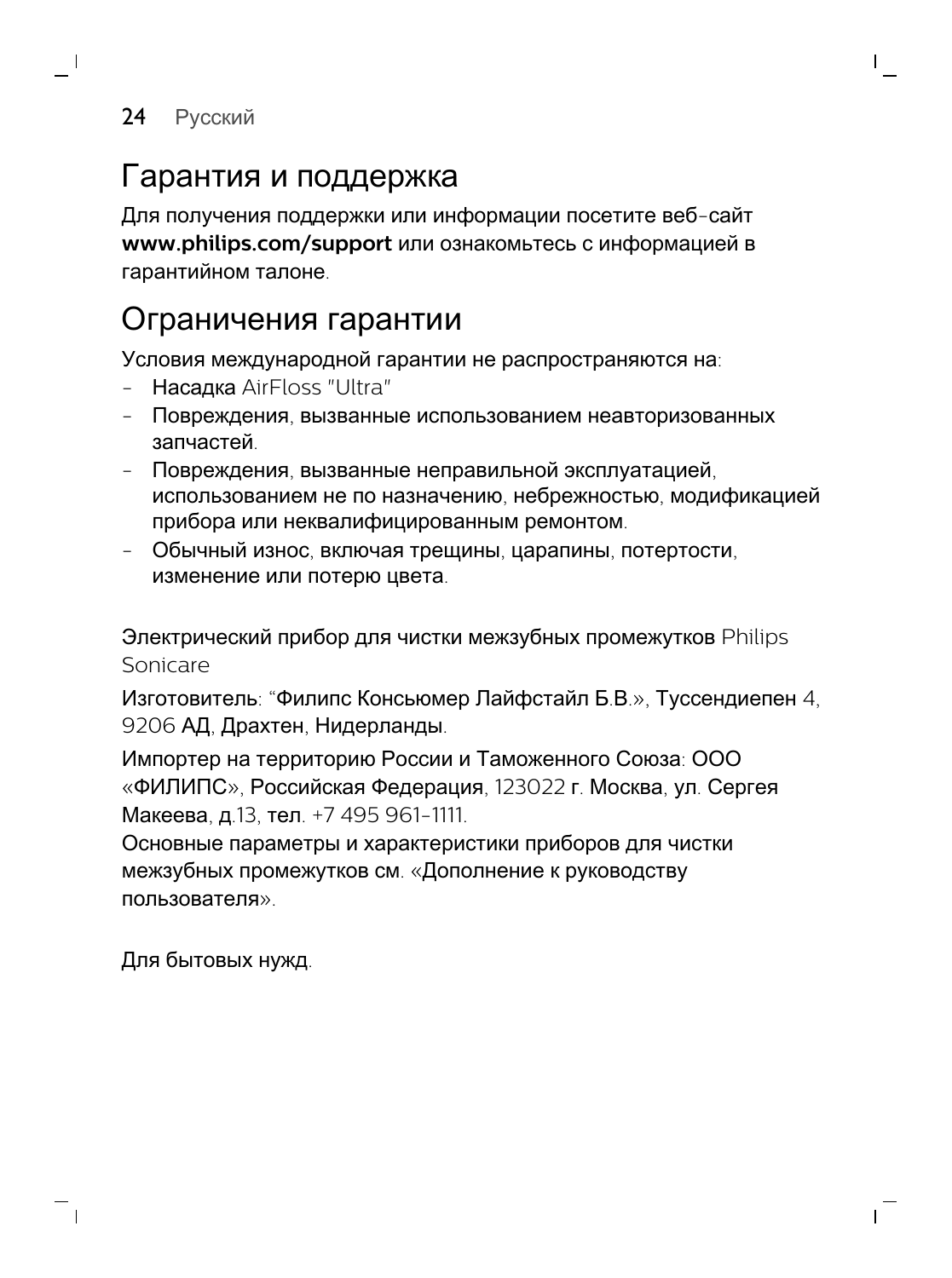## Гарантия и поддержка

Для получения поддержки или информации посетите веб-сайт **www.philips.com/support** или ознакомьтесь с информацией в гарантийном талоне.

## Ограничения гарантии

Условия международной гарантии не распространяются на:

- Насадка AirFloss "Ultra"
- Повреждения, вызванные использованием неавторизованных запчастей.
- Повреждения, вызванные неправильной эксплуатацией, использованием не по назначению, небрежностью, модификацией прибора или неквалифицированным ремонтом.
- Обычный износ, включая трещины, царапины, потертости, изменение или потерю цвета.

Электрический прибор для чистки межзубных промежутков Philips Sonicare

Изготовитель: “Филипс Консьюмер Лайфстайл Б.В.», Туссендиепен 4, 9206 АД, Драхтен, Нидерланды.

Импортер на территорию России и Таможенного Союза: ООО «ФИЛИПС», Российская Федерация, 123022 г. Москва, ул. Сергея Макеева, д.13, тел. +7 495 961-1111.
Основные параметры и характеристики приборов для чистки межзубных промежутков см. «Дополнение к руководству пользователя».

Для бытовых нужд.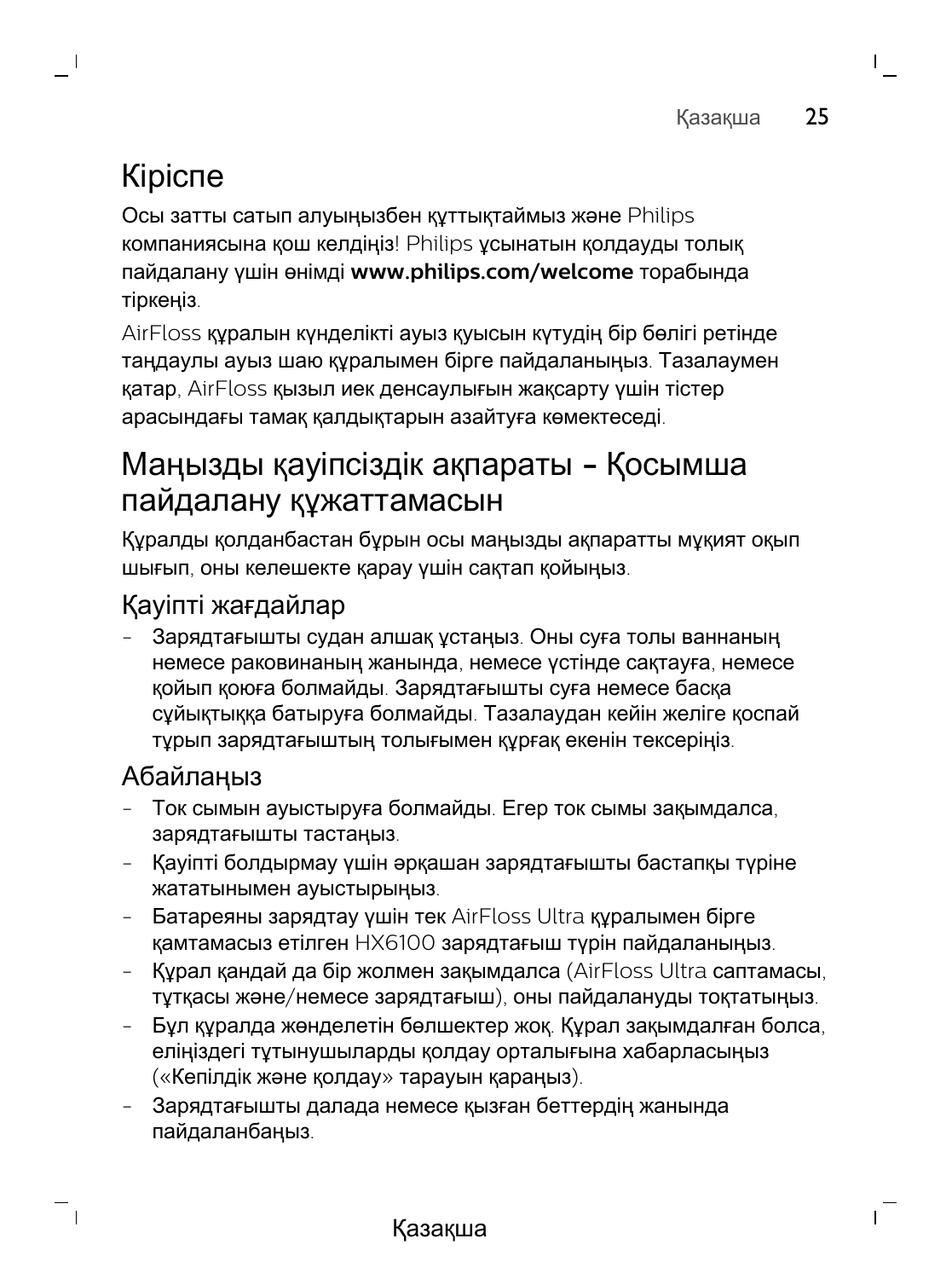# Кіріспе

Осы затты сатып алуыңызбен құттықтаймыз және Philips компаниясына қош келдіңіз! Philips ұсынатын қолдауды толық пайдалану үшін өнімді **www.philips.com/welcome** торабында тіркеңіз.

AirFloss құралын күнделікті ауыз қуысын күтудің бір бөлігі ретінде таңдаулы ауыз шаю құралымен бірге пайдаланыңыз. Тазалаумен қатар, AirFloss қызыл иек денсаулығын жақсарту үшін тістер арасындағы тамақ қалдықтарын азайтуға көмектеседі.

# Маңызды қауіпсіздік ақпараты - Қосымша пайдалану құжаттамасын

Құралды қолданбастан бұрын осы маңызды ақпаратты мұқият оқып шығып, оны келешекте қарау үшін сақтап қойыңыз.

## Қауіпті жағдайлар

- Зарядтағышты судан алшақ ұстаңыз. Оны суға толы ваннаның немесе раковинаның жанында, немесе үстінде сақтауға, немесе қойып қоюға болмайды. Зарядтағышты суға немесе басқа сұйықтыққа батыруға болмайды. Тазалаудан кейін желіге қоспай тұрып зарядтағыштың толығымен құрғақ екенін тексеріңіз.

## Абайлаңыз

- Ток сымын ауыстыруға болмайды. Егер ток сымы зақымдалса, зарядтағышты тастаңыз.
- Қауіпті болдырмау үшін әрқашан зарядтағышты бастапқы түріне жататынымен ауыстырыңыз.
- Батареяны зарядтау үшін тек AirFloss Ultra құралымен бірге қамтамасыз етілген HX6100 зарядтағыш түрін пайдаланыңыз.
- Құрал қандай да бір жолмен зақымдалса (AirFloss Ultra саптамасы, тұтқасы және/немесе зарядтағыш), оны пайдалануды тоқтатыңыз.
- Бұл құралда жөнделетін бөлшектер жоқ. Құрал зақымдалған болса, еліңіздегі тұтынушыларды қолдау орталығына хабарласыңыз («Кепілдік және қолдау» тарауын қараңыз).
- Зарядтағышты далада немесе қызған беттердің жанында пайдаланбаңыз.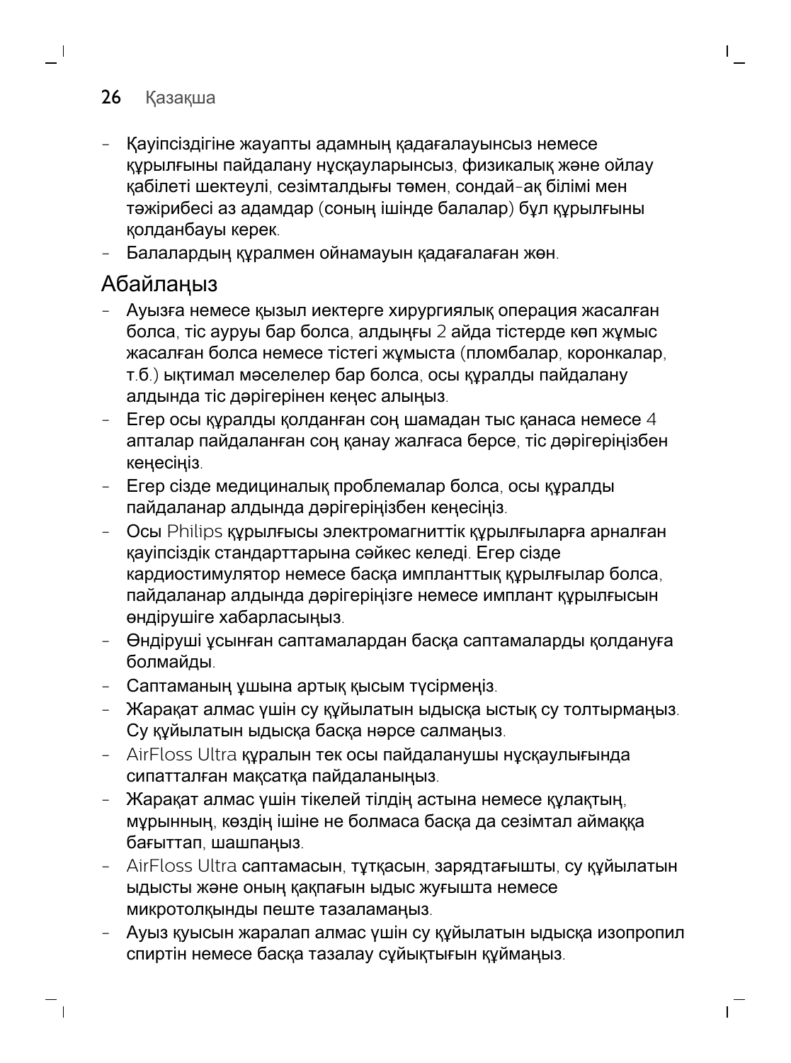- Қауіпсіздігіне жауапты адамның қадағалауынсыз немесе құрылғыны пайдалану нұсқауларынсыз, физикалық және ойлау қабілеті шектеулі, сезімталдығы төмен, сондай-ақ білімі мен тәжірибесі аз адамдар (соның ішінде балалар) бұл құрылғыны қолданбауы керек.
- Балалардың құралмен ойнамауын қадағалаған жөн.

## Абайлаңыз

- Ауызға немесе қызыл иектерге хирургиялық операция жасалған болса, тіс ауруы бар болса, алдыңғы 2 айда тістерде көп жұмыс жасалған болса немесе тістегі жұмыста (пломбалар, коронкалар, т.б.) ықтимал мәселелер бар болса, осы құралды пайдалану алдында тіс дәрігерінен кеңес алыңыз.
- Егер осы құралды қолданған соң шамадан тыс қанаса немесе 4 апталар пайдаланған соң қанау жалғаса берсе, тіс дәрігеріңізбен кеңесіңіз.
- Егер сізде медициналық проблемалар болса, осы құралды пайдаланар алдында дәрігеріңізбен кеңесіңіз.
- Осы Philips құрылғысы электромагниттік құрылғыларға арналған қауіпсіздік стандарттарына сәйкес келеді. Егер сізде кардиостимулятор немесе басқа имплантттық құрылғылар болса, пайдаланар алдында дәрігеріңізге немесе имплант құрылғысын өндірушіге хабарласыңыз.
- Өндіруші ұсынған саптамалардан басқа саптамаларды қолдануға болмайды.
- Саптаманың ұшына артық қысым түсірмеңіз.
- Жарақат алмас үшін су құйылатын ыдысқа ыстық су толтырмаңыз. Су құйылатын ыдысқа басқа нәрсе салмаңыз.
- AirFloss Ultra құралын тек осы пайдаланушы нұсқаулығында сипатталған мақсатқа пайдаланыңыз.
- Жарақат алмас үшін тікелей тілдің астына немесе құлақтың, мұрынның, көздің ішіне не болмаса басқа да сезімтал аймаққа бағыттап, шашпаңыз.
- AirFloss Ultra саптамасын, тұтқасын, зарядтағышты, су құйылатын ыдысты және оның қақпағын ыдыс жуғышта немесе микротолқынды пеште тазаламаңыз.
- Ауыз қуысын жаралап алмас үшін су құйылатын ыдысқа изопропил спиртін немесе басқа тазалау сұйықтығын құймаңыз.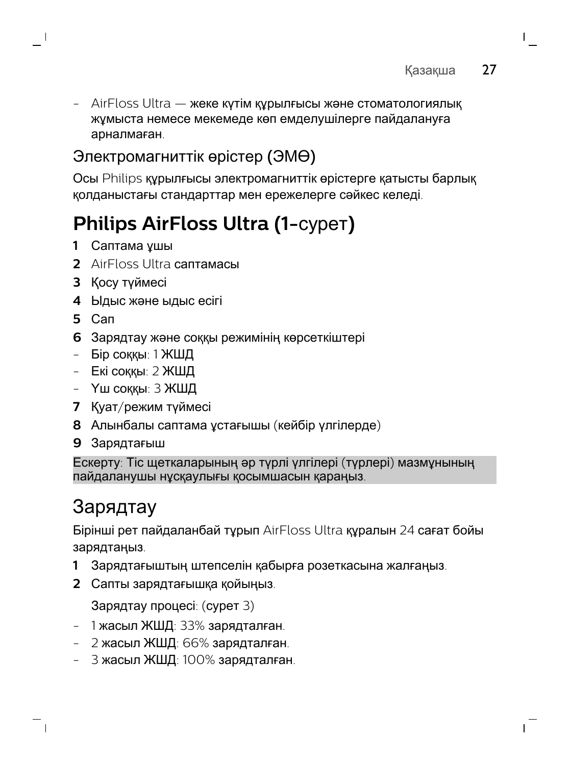- AirFloss Ultra — жеке күтім құрылғысы және стоматологиялық жұмыста немесе мекемеде көп емделушілерге пайдалануға арналмаған.

## Электромагниттік өрістер (ЭМӨ)

Осы Philips құрылғысы электромагниттік өрістерге қатысты барлық қолданыстағы стандарттар мен ережелерге сәйкес келеді.

# Philips AirFloss Ultra (1-сурет)

1. Саптама ұшы
2. AirFloss Ultra саптамасы
3. Қосу түймесі
4. Ыдыс және ыдыс есігі
5. Сап
6. Зарядтау және соққы режимінің көрсеткіштері
   - Бір соққы: 1 ЖШД
   - Екі соққы: 2 ЖШД
   - Үш соққы: 3 ЖШД
7. Қуат/режим түймесі
8. Алынбалы саптама ұстағышы (кейбір үлгілерде)
9. Зарядтағыш

Ескерту: Тіс щеткаларының әр түрлі үлгілері (түрлері) мазмұнының пайдаланушы нұсқаулығы қосымшасын қараңыз.

# Зарядтау

Бірінші рет пайдаланбай тұрып AirFloss Ultra құралын 24 сағат бойы зарядтаңыз.

1. Зарядтағыштың штепселін қабырға розеткасына жалғаңыз.
2. Сапты зарядтағышқа қойыңыз.

   Зарядтау процесі: (сурет 3)

- 1 жасыл ЖШД: 33% зарядталған.
- 2 жасыл ЖШД: 66% зарядталған.
- 3 жасыл ЖШД: 100% зарядталған.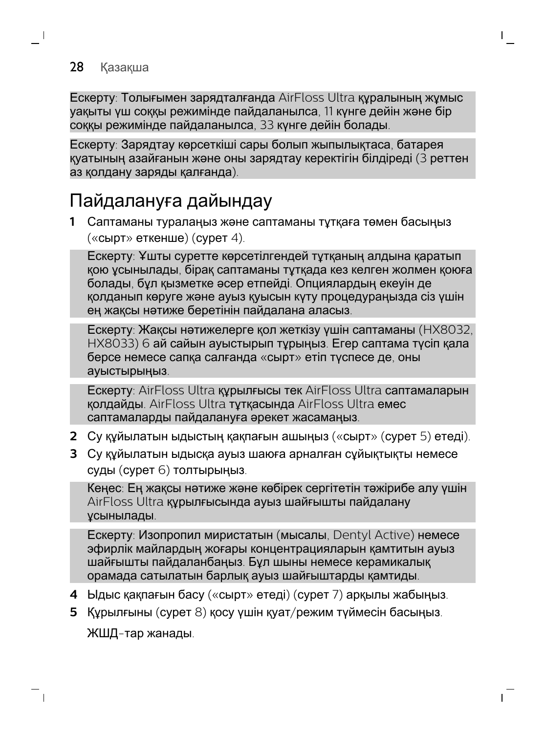Ескерту: Толығымен зарядталғанда AirFloss Ultra құралының жұмыс уақыты үш соққы режимінде пайдаланылса, 11 күнге дейін және бір соққы режимінде пайдаланылса, 33 күнге дейін болады.

Ескерту: Зарядтау көрсеткіші сары болып жыпылықтаса, батарея қуатының азайғанын және оны зарядтау керектігін білдіреді (3 реттен аз қолдану заряды қалғанда).

## Пайдалануға дайындау

1 Саптаманы тураланыз және саптаманы тұтқаға төмен басыңыз («сырт» еткенше) (сурет 4).

   Ескерту: Ұшты суретте көрсетілгендей тұтқаның алдына қаратып қою ұсынылады, бірақ саптаманы тұтқада кез келген жолмен қоюға болады, бұл қызметке әсер етпейді. Опциялардың екеуін де қолданып көруге және ауыз қуысын күту процедураңызда сіз үшін ең жақсы нәтиже беретінін пайдалана аласыз.

   Ескерту: Жақсы нәтижелерге қол жеткізу үшін саптаманы (HX8032, HX8033) 6 ай сайын ауыстырып тұрыңыз. Егер саптама түсіп қала берсе немесе сапқа салғанда «сырт» етіп түспесе де, оны ауыстырыңыз.

   Ескерту: AirFloss Ultra құрылғысы тек AirFloss Ultra саптамаларын қолдайды. AirFloss Ultra тұтқасында AirFloss Ultra емес саптамаларды пайдалануға әрекет жасамаңыз.

2 Су құйылатын ыдыстың қақпағын ашыңыз («сырт» (сурет 5) етеді).

3 Су құйылатын ыдысқа ауыз шаюға арналған сұйықтықты немесе суды (сурет 6) толтырыңыз.

   Кеңес: Ең жақсы нәтиже және көбірек сергітетін тәжірибе алу үшін AirFloss Ultra құрылғысында ауыз шайғышты пайдалану ұсынылады.

   Ескерту: Изопропил миристатын (мысалы, Dentyl Active) немесе эфирлік майлардың жоғары концентрацияларын қамтитын ауыз шайғышты пайдаланбаңыз. Бұл шыны немесе керамикалық орамада сатылатын барлық ауыз шайғыштарды қамтиды.

4 Ыдыс қақпағын басу («сырт» етеді) (сурет 7) арқылы жабыңыз.

5 Құрылғыны (сурет 8) қосу үшін қуат/режим түймесін басыңыз.

   ЖШД-тар жанады.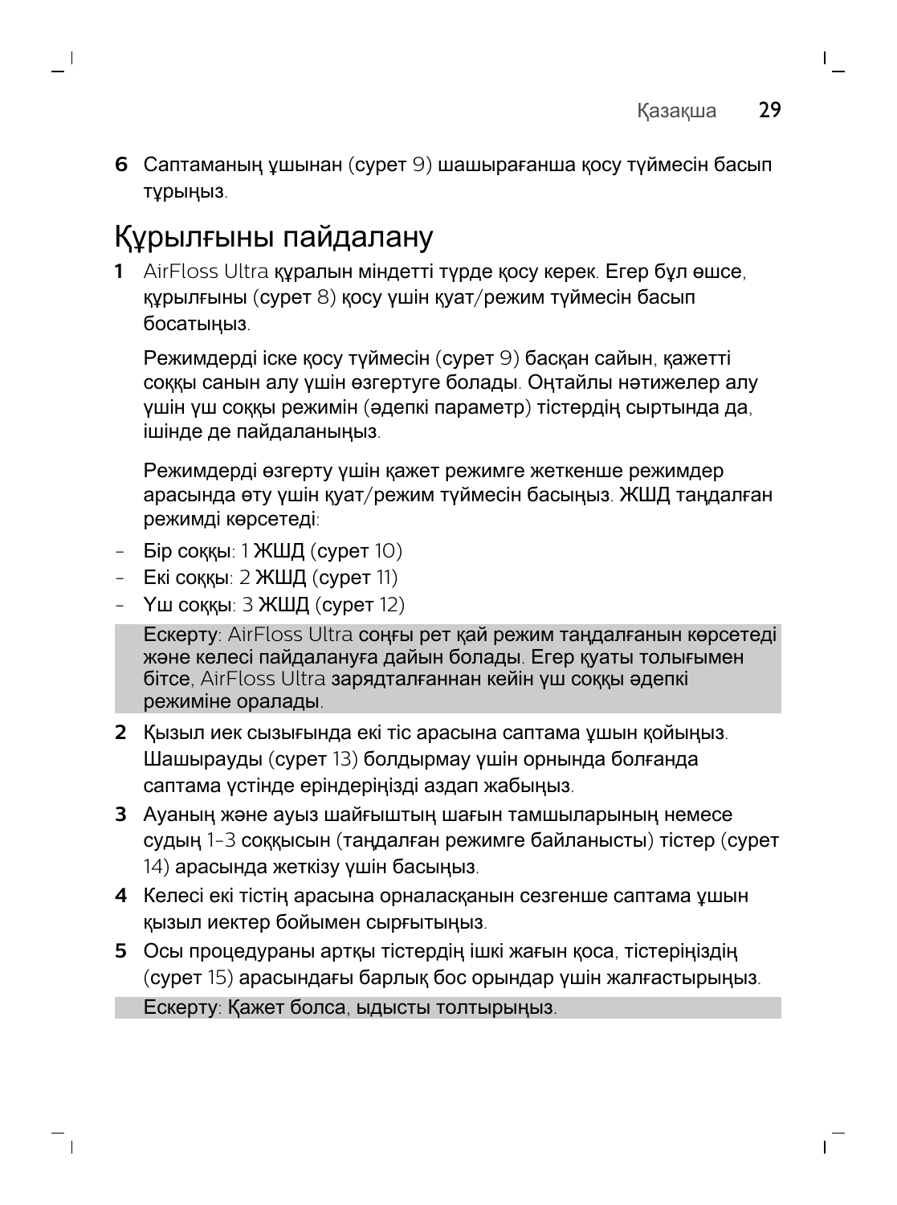6 Саптаманың ұшынан (сурет 9) шашырағанша қосу түймесін басып тұрыңыз.

## Құрылғыны пайдалану

1 AirFloss Ultra құралын міндетті түрде қосу керек. Егер бұл өшсе, құрылғыны (сурет 8) қосу үшін қуат/режим түймесін басып босатыңыз.

   Режимдерді іске қосу түймесін (сурет 9) басқан сайын, қажетті соққы санын алу үшін өзгертуге болады. Оңтайлы нәтижелер алу үшін үш соққы режимін (әдепкі параметр) тістердің сыртында да, ішінде де пайдаланыңыз.

   Режимдерді өзгерту үшін қажет режимге жеткенше режимдер арасында өту үшін қуат/режим түймесін басыңыз. ЖШД таңдалған режимді көрсетеді:

- Бір соққы: 1 ЖШД (сурет 10)
- Екі соққы: 2 ЖШД (сурет 11)
- Үш соққы: 3 ЖШД (сурет 12)

Ескерту: AirFloss Ultra соңғы рет қай режим таңдалғанын көрсетеді және келесі пайдалануға дайын болады. Егер қуаты толығымен бітсе, AirFloss Ultra зарядталғаннан кейін үш соққы әдепкі режиміне оралады.

2 Қызыл иек сызығында екі тіс арасына саптама ұшын қойыңыз. Шашырауды (сурет 13) болдырмау үшін орнында болғанда саптама үстінде еріндеріңізді аздап жабыңыз.

3 Ауаның және ауыз шайғыштың шағын тамшыларының немесе судың 1-3 соққысын (таңдалған режимге байланысты) тістер (сурет 14) арасында жеткізу үшін басыңыз.

4 Келесі екі тістің арасына орналасқанын сезгенше саптама ұшын қызыл иектер бойымен сырғытыңыз.

5 Осы процедураны артқы тістердің ішкі жағын қоса, тістеріңіздің (сурет 15) арасындағы барлық бос орындар үшін жалғастырыңыз.

Ескерту: Қажет болса, ыдысты толтырыңыз.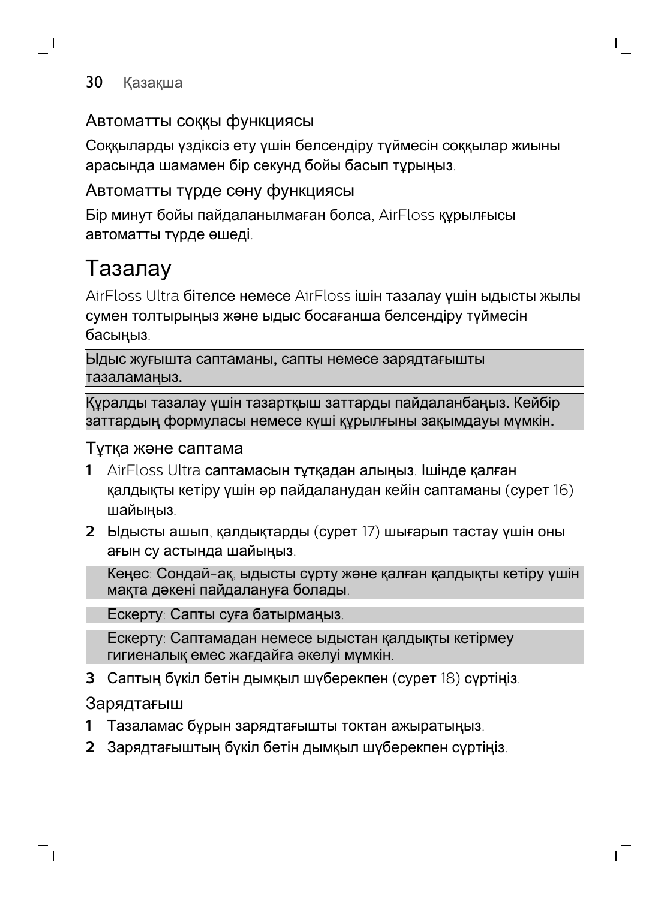### Автоматты соққы функциясы

Соққыларды үздіксіз ету үшін белсендіру түймесін соққылар жиыны арасында шамамен бір секунд бойы басып тұрыңыз.

### Автоматты түрде сөну функциясы

Бір минут бойы пайдаланылмаған болса, AirFloss құрылғысы автоматты түрде өшеді.

## Тазалау

AirFloss Ultra бітелсе немесе AirFloss ішін тазалау үшін ыдысты жылы сумен толтырыңыз және ыдыс босағанша белсендіру түймесін басыңыз.

Ыдыс жуғышта саптаманы, сапты немесе зарядтағышты тазаламаңыз.

Құралды тазалау үшін тазартқыш заттарды пайдаланбаңыз. Кейбір заттардың формуласы немесе күші құрылғыны зақымдауы мүмкін.

### Тұтқа және саптама

1. AirFloss Ultra саптамасын тұтқадан алыңыз. Ішінде қалған қалдықты кетіру үшін әр пайдаланудан кейін саптаманы (сурет 16) шайыңыз.
2. Ыдысты ашып, қалдықтарды (сурет 17) шығарып тастау үшін оны ағын су астында шайыңыз.

   Кеңес: Сондай-ақ, ыдысты сүрту және қалған қалдықты кетіру үшін мақта дәкені пайдалануға болады.

   Ескерту: Сапты суға батырмаңыз.

   Ескерту: Саптамадан немесе ыдыстан қалдықты кетірмеу гигиеналық емес жағдайға әкелуі мүмкін.

3. Саптың бүкіл бетін дымқыл шүберекпен (сурет 18) сүртіңіз.

### Зарядтағыш

1. Тазаламас бұрын зарядтағышты токтан ажыратыңыз.
2. Зарядтағыштың бүкіл бетін дымқыл шүберекпен сүртіңіз.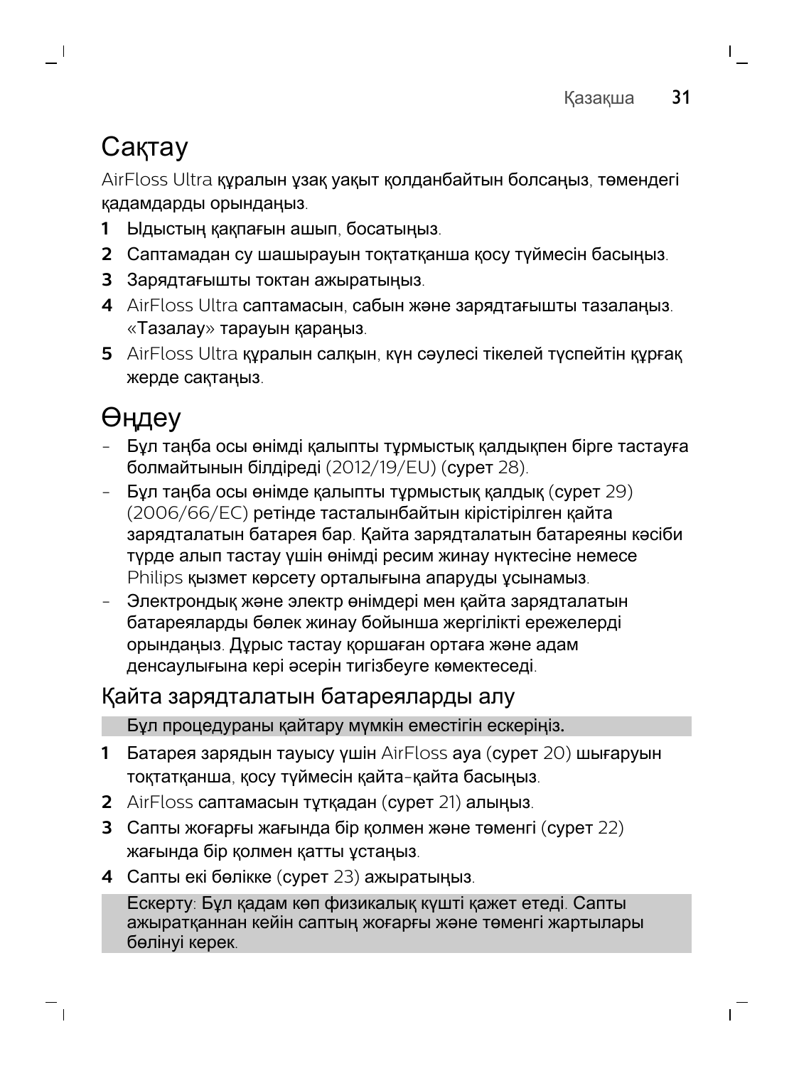# Сақтау

AirFloss Ultra құралын ұзақ уақыт қолданбайтын болсаңыз, төмендегі қадамдарды орындаңыз.

1. Ыдыстың қақпағын ашып, босатыңыз.
2. Саптамадан су шашырауын тоқтатқанша қосу түймесін басыңыз.
3. Зарядтағышты токтан ажыратыңыз.
4. AirFloss Ultra саптамасын, сабын және зарядтағышты тазалаңыз. «Тазалау» тарауын қараңыз.
5. AirFloss Ultra құралын салқын, күн сәулесі тікелей түспейтін құрғақ жерде сақтаңыз.

# Өңдеу

- Бұл таңба осы өнімді қалыпты тұрмыстық қалдықпен бірге тастауға болмайтынын білдіреді (2012/19/EU) (сурет 28).
- Бұл таңба осы өнімде қалыпты тұрмыстық қалдық (сурет 29) (2006/66/EC) ретінде тасталынбайтын кірістірілген қайта зарядталатын батарея бар. Қайта зарядталатын батареяны кәсіби түрде алып тастау үшін өнімді ресим жинау нүктесіне немесе Philips қызмет көрсету орталығына апаруды ұсынамыз.
- Электрондық және электр өнімдері мен қайта зарядталатын батареяларды бөлек жинау бойынша жергілікті ережелерді орындаңыз. Дұрыс тастау қоршаған ортаға және адам денсаулығына кері әсерін тигізбеуге көмектеседі.

## Қайта зарядталатын батареяларды алу

Бұл процедураны қайтару мүмкін еместігін ескеріңіз.

1. Батарея зарядын таусысу үшін AirFloss ауа (сурет 20) шығаруын тоқтатқанша, қосу түймесін қайта-қайта басыңыз.
2. AirFloss саптамасын тұтқадан (сурет 21) алыңыз.
3. Сапты жоғарғы жағында бір қолмен және төменгі (сурет 22) жағында бір қолмен қатты ұстаңыз.
4. Сапты екі бөлікке (сурет 23) ажыратыңыз.

Ескерту: Бұл қадам көп физикалық күшті қажет етеді. Сапты ажыратқаннан кейін саптың жоғарғы және төменгі жартылары бөлінуі керек.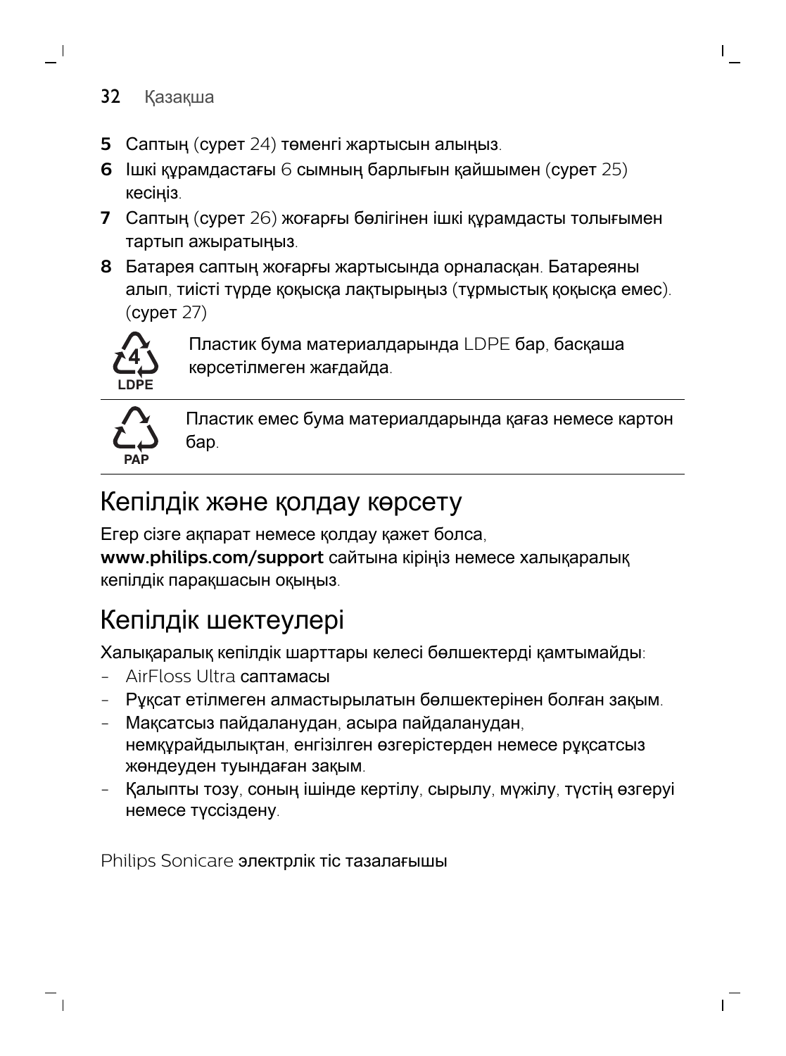5 Саптың (сурет 24) төменгі жартысын алыңыз.
6 Ішкі құрамдастағы 6 сымның барлығын қайшымен (сурет 25) кесіңіз.
7 Саптың (сурет 26) жоғарғы бөлігінен ішкі құрамдасты толығымен тартып ажыратыңыз.
8 Батарея саптың жоғарғы жартысында орналасқан. Батареяны алып, тиісті түрде қоқысқа лақтырыңыз (тұрмыстық қоқысқа емес). (сурет 27)

4 LDPE — Пластик бума материалдарында LDPE бар, басқаша көрсетілмеген жағдайда.

PAP — Пластик емес бума материалдарында қағаз немесе картон бар.

## Кепілдік және қолдау көрсету

Егер сізге ақпарат немесе қолдау қажет болса, **www.philips.com/support** сайтына кіріңіз немесе халықаралық кепілдік парақшасын оқыңыз.

## Кепілдік шектеулері

Халықаралық кепілдік шарттары келесі бөлшектерді қамтымайды:

- AirFloss Ultra саптамасы
- Рұқсат етілмеген алмастырылатын бөлшектерінен болған зақым.
- Мақсатсыз пайдаланудан, асыра пайдаланудан, немқұрайдылықтан, енгізілген өзгерістерден немесе рұқсатсыз жөндеуден туындаған зақым.
- Қалыпты тозу, соның ішінде кертілу, сырылу, мүжілу, түстің өзгеруі немесе түссіздену.

Philips Sonicare электрлік тіс тазалағышы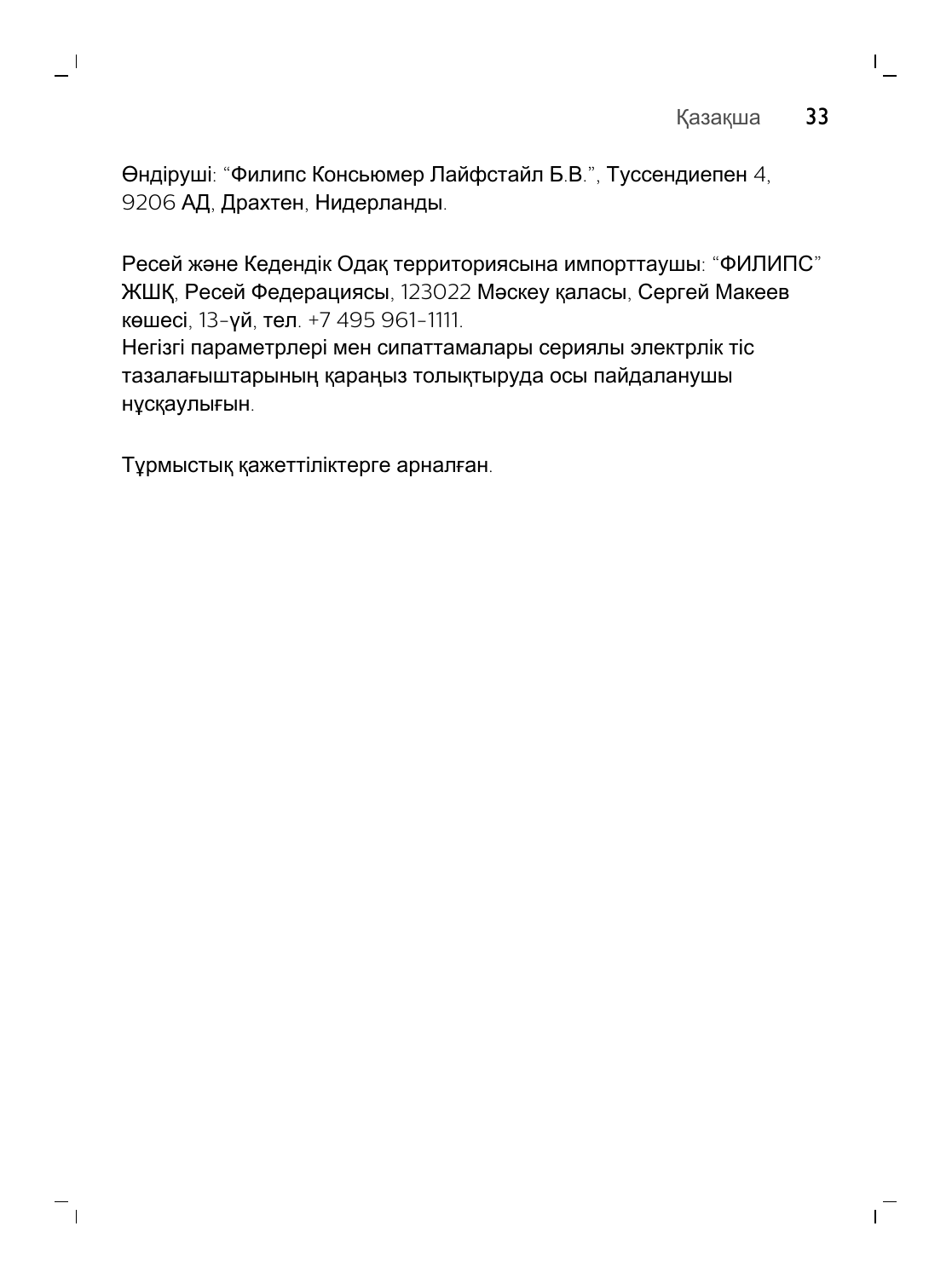Өндіруші: "Филипс Консьюмер Лайфстайл Б.В.", Туссендиепен 4, 9206 АД, Драхтен, Нидерланды.

Ресей және Кедендік Одақ территориясына импорттаушы: "ФИЛИПС" ЖШҚ, Ресей Федерациясы, 123022 Мәскеу қаласы, Сергей Макеев көшесі, 13-үй, тел. +7 495 961-1111.
Негізгі параметрлері мен сипаттамалары сериялы электрлік тіс тазалағыштарының қараңыз толықтыруда осы пайдаланушы нұсқаулығын.

Тұрмыстық қажеттіліктерге арналған.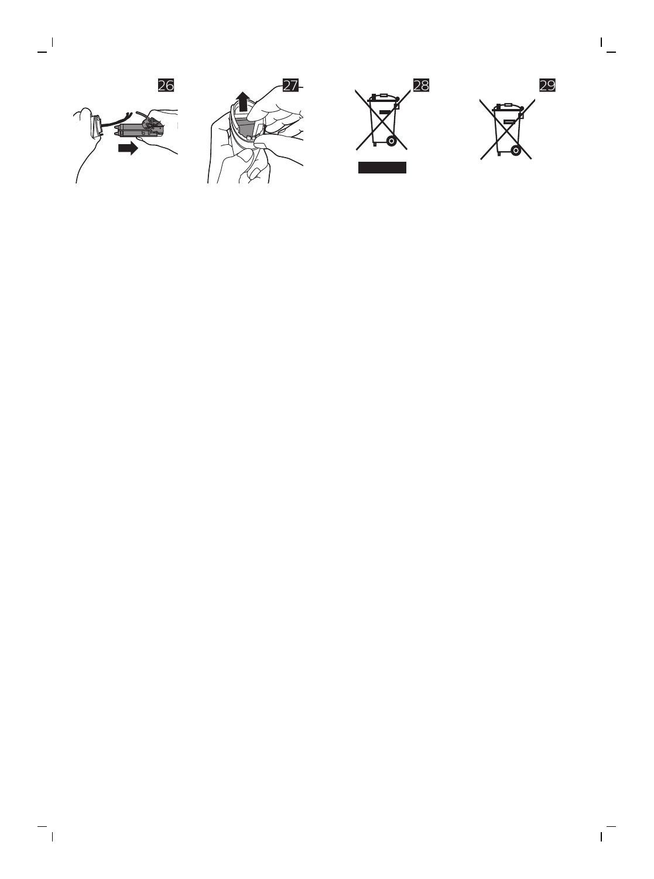26

27

28

29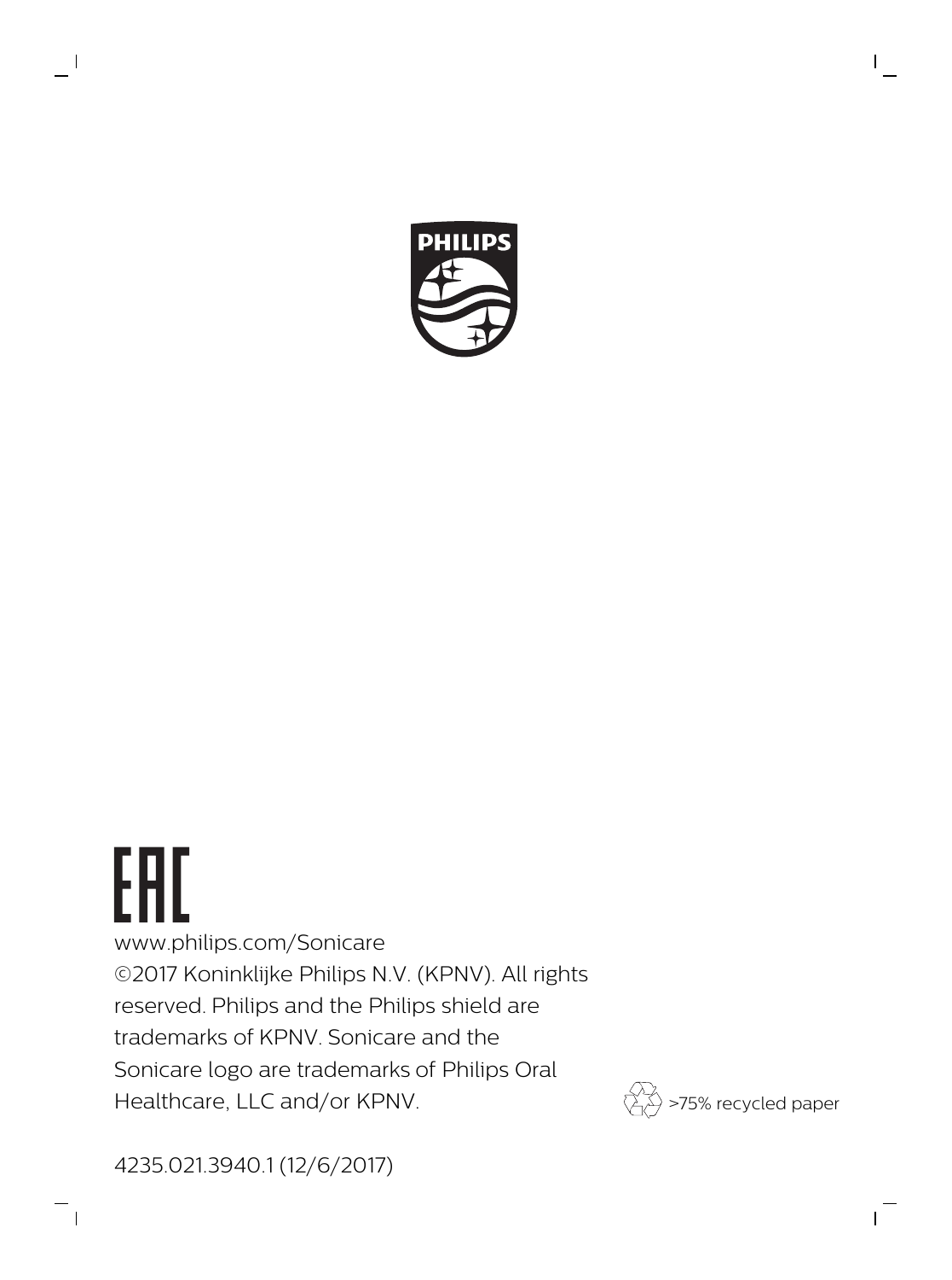PHILIPS

EAC

www.philips.com/Sonicare

©2017 Koninklijke Philips N.V. (KPNV). All rights reserved. Philips and the Philips shield are trademarks of KPNV. Sonicare and the Sonicare logo are trademarks of Philips Oral Healthcare, LLC and/or KPNV.

>75% recycled paper

4235.021.3940.1 (12/6/2017)